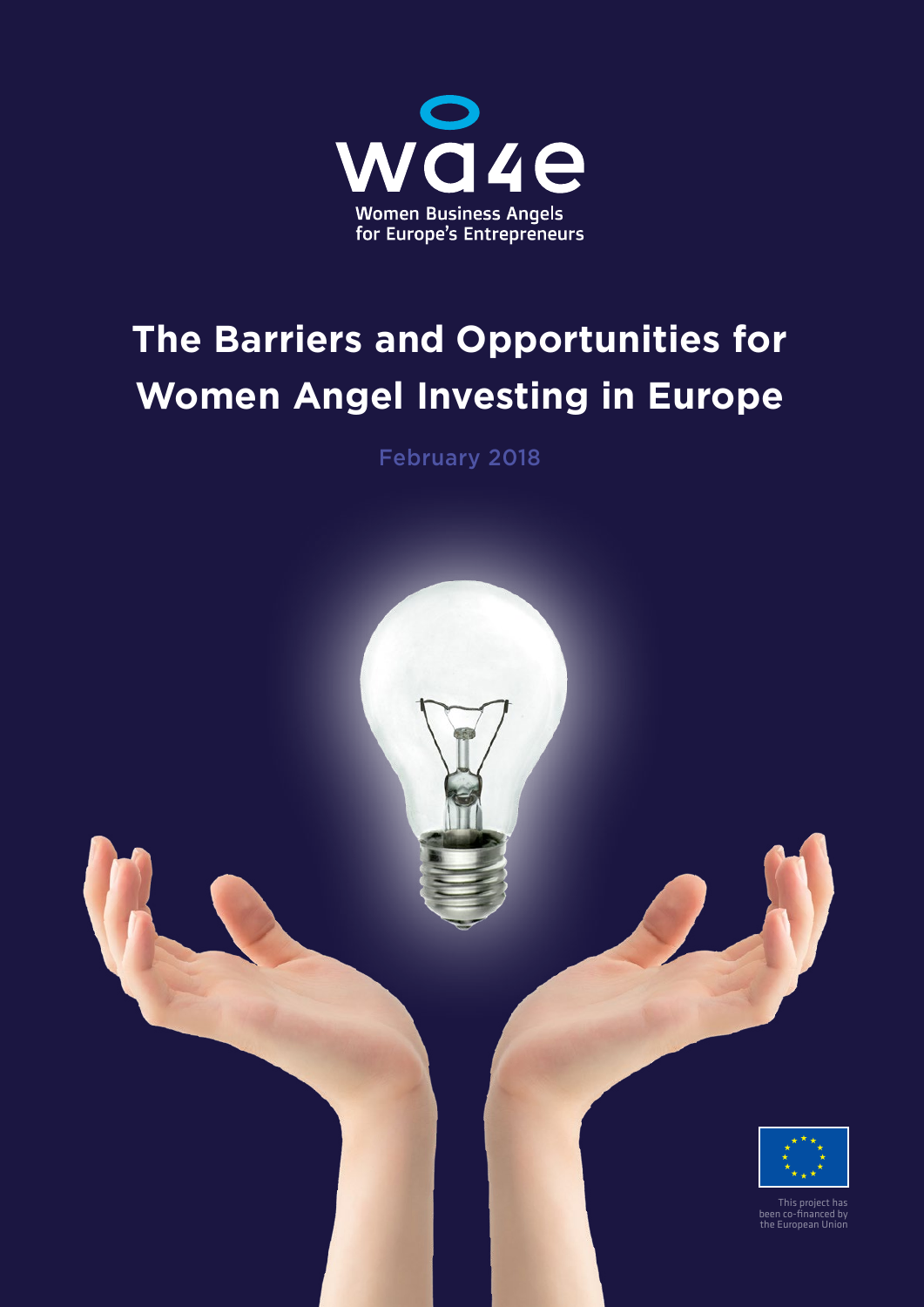wa4e

Women Business Angels for Europe's Entrepreneurs

# The Barriers and Opportunities for Women Angel Investing in Europe

February 2018

This project has been co-financed by the European Union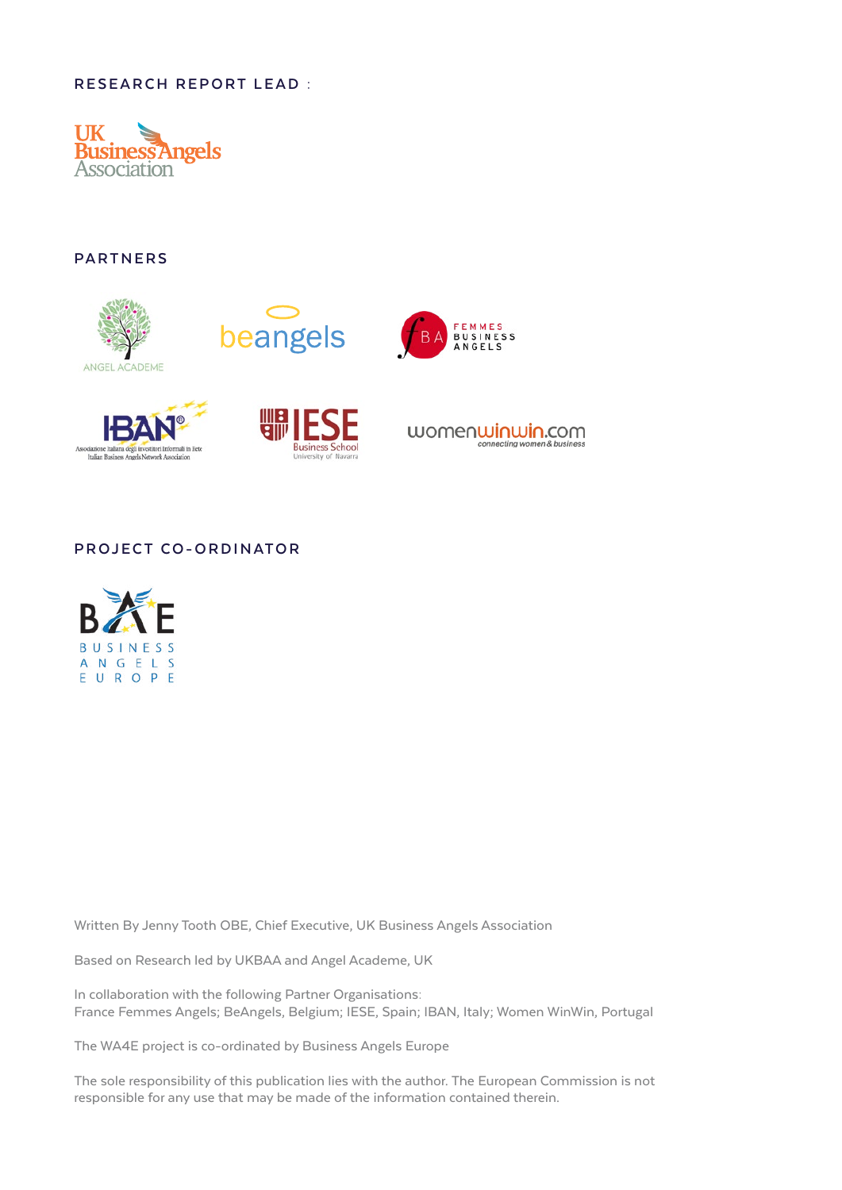RESEARCH REPORT LEAD :

UK Business Angels Association

PARTNERS

PROJECT CO-ORDINATOR

Written By Jenny Tooth OBE, Chief Executive, UK Business Angels Association

Based on Research led by UKBAA and Angel Academe, UK

In collaboration with the following Partner Organisations:
France Femmes Angels; BeAngels, Belgium; IESE, Spain; IBAN, Italy; Women WinWin, Portugal

The WA4E project is co-ordinated by Business Angels Europe

The sole responsibility of this publication lies with the author. The European Commission is not responsible for any use that may be made of the information contained therein.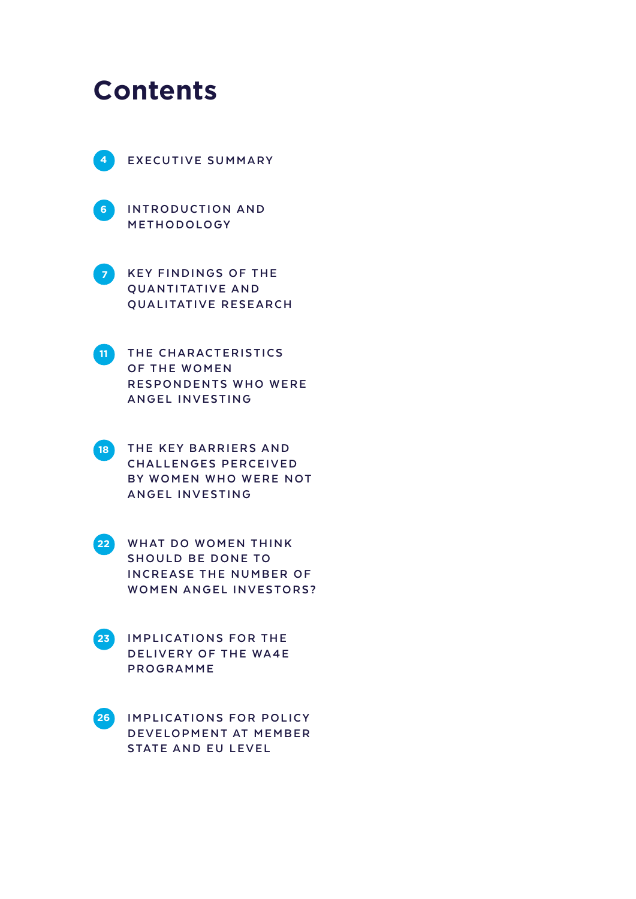# Contents

- 4 EXECUTIVE SUMMARY
- 6 INTRODUCTION AND METHODOLOGY
- 7 KEY FINDINGS OF THE QUANTITATIVE AND QUALITATIVE RESEARCH
- 11 THE CHARACTERISTICS OF THE WOMEN RESPONDENTS WHO WERE ANGEL INVESTING
- 18 THE KEY BARRIERS AND CHALLENGES PERCEIVED BY WOMEN WHO WERE NOT ANGEL INVESTING
- 22 WHAT DO WOMEN THINK SHOULD BE DONE TO INCREASE THE NUMBER OF WOMEN ANGEL INVESTORS?
- 23 IMPLICATIONS FOR THE DELIVERY OF THE WA4E PROGRAMME
- 26 IMPLICATIONS FOR POLICY DEVELOPMENT AT MEMBER STATE AND EU LEVEL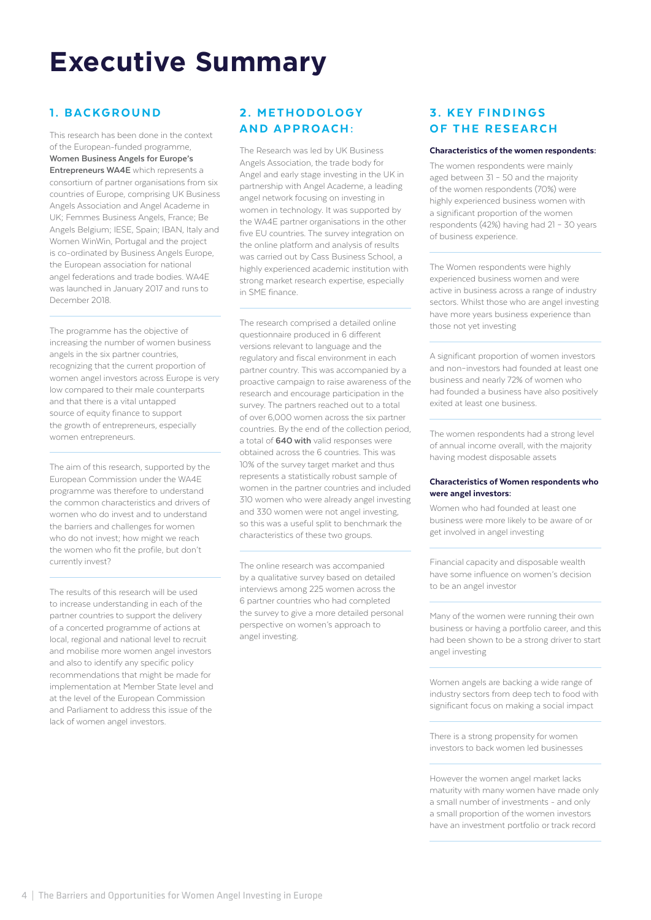# Executive Summary

## 1. BACKGROUND

This research has been done in the context of the European-funded programme, **Women Business Angels for Europe's Entrepreneurs WA4E** which represents a consortium of partner organisations from six countries of Europe, comprising UK Business Angels Association and Angel Academe in UK; Femmes Business Angels, France; Be Angels Belgium; IESE, Spain; IBAN, Italy and Women WinWin, Portugal and the project is co-ordinated by Business Angels Europe, the European association for national angel federations and trade bodies. WA4E was launched in January 2017 and runs to December 2018.

The programme has the objective of increasing the number of women business angels in the six partner countries, recognizing that the current proportion of women angel investors across Europe is very low compared to their male counterparts and that there is a vital untapped source of equity finance to support the growth of entrepreneurs, especially women entrepreneurs.

The aim of this research, supported by the European Commission under the WA4E programme was therefore to understand the common characteristics and drivers of women who do invest and to understand the barriers and challenges for women who do not invest; how might we reach the women who fit the profile, but don't currently invest?

The results of this research will be used to increase understanding in each of the partner countries to support the delivery of a concerted programme of actions at local, regional and national level to recruit and mobilise more women angel investors and also to identify any specific policy recommendations that might be made for implementation at Member State level and at the level of the European Commission and Parliament to address this issue of the lack of women angel investors.

## 2. METHODOLOGY AND APPROACH:

The Research was led by UK Business Angels Association, the trade body for Angel and early stage investing in the UK in partnership with Angel Academe, a leading angel network focusing on investing in women in technology. It was supported by the WA4E partner organisations in the other five EU countries. The survey integration on the online platform and analysis of results was carried out by Cass Business School, a highly experienced academic institution with strong market research expertise, especially in SME finance.

The research comprised a detailed online questionnaire produced in 6 different versions relevant to language and the regulatory and fiscal environment in each partner country. This was accompanied by a proactive campaign to raise awareness of the research and encourage participation in the survey. The partners reached out to a total of over 6,000 women across the six partner countries. By the end of the collection period, a total of **640 with** valid responses were obtained across the 6 countries. This was 10% of the survey target market and thus represents a statistically robust sample of women in the partner countries and included 310 women who were already angel investing and 330 women were not angel investing, so this was a useful split to benchmark the characteristics of these two groups.

The online research was accompanied by a qualitative survey based on detailed interviews among 225 women across the 6 partner countries who had completed the survey to give a more detailed personal perspective on women's approach to angel investing.

## 3. KEY FINDINGS OF THE RESEARCH

**Characteristics of the women respondents:**

The women respondents were mainly aged between 31 – 50 and the majority of the women respondents (70%) were highly experienced business women with a significant proportion of the women respondents (42%) having had 21 – 30 years of business experience.

The Women respondents were highly experienced business women and were active in business across a range of industry sectors. Whilst those who are angel investing have more years business experience than those not yet investing

A significant proportion of women investors and non-investors had founded at least one business and nearly 72% of women who had founded a business have also positively exited at least one business.

The women respondents had a strong level of annual income overall, with the majority having modest disposable assets

**Characteristics of Women respondents who were angel investors:**

Women who had founded at least one business were more likely to be aware of or get involved in angel investing

Financial capacity and disposable wealth have some influence on women's decision to be an angel investor

Many of the women were running their own business or having a portfolio career, and this had been shown to be a strong driver to start angel investing

Women angels are backing a wide range of industry sectors from deep tech to food with significant focus on making a social impact

There is a strong propensity for women investors to back women led businesses

However the women angel market lacks maturity with many women have made only a small number of investments - and only a small proportion of the women investors have an investment portfolio or track record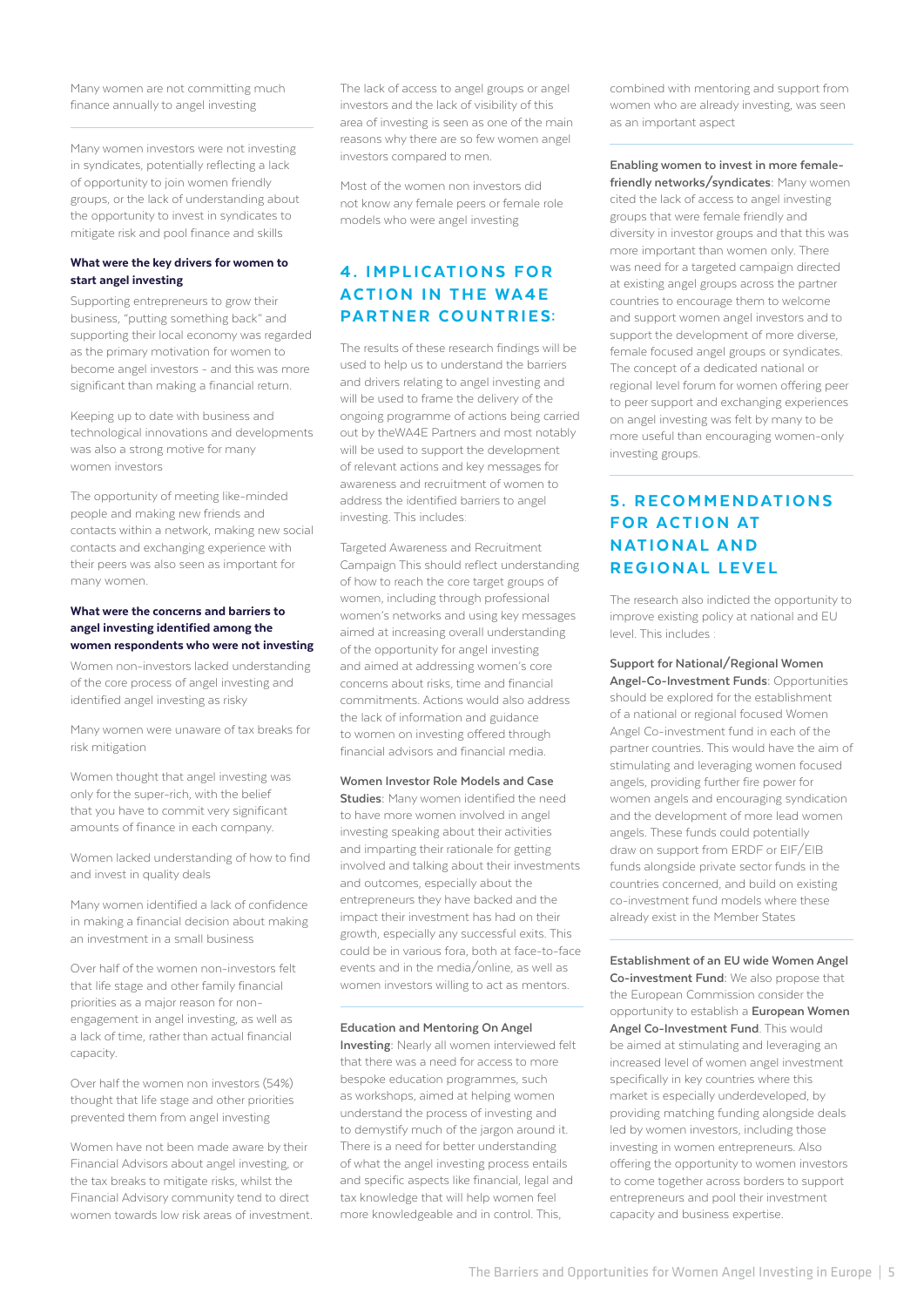Many women are not committing much finance annually to angel investing

Many women investors were not investing in syndicates, potentially reflecting a lack of opportunity to join women friendly groups, or the lack of understanding about the opportunity to invest in syndicates to mitigate risk and pool finance and skills

**What were the key drivers for women to start angel investing**

Supporting entrepreneurs to grow their business, "putting something back" and supporting their local economy was regarded as the primary motivation for women to become angel investors - and this was more significant than making a financial return.

Keeping up to date with business and technological innovations and developments was also a strong motive for many women investors

The opportunity of meeting like-minded people and making new friends and contacts within a network, making new social contacts and exchanging experience with their peers was also seen as important for many women.

**What were the concerns and barriers to angel investing identified among the women respondents who were not investing**

Women non-investors lacked understanding of the core process of angel investing and identified angel investing as risky

Many women were unaware of tax breaks for risk mitigation

Women thought that angel investing was only for the super-rich, with the belief that you have to commit very significant amounts of finance in each company.

Women lacked understanding of how to find and invest in quality deals

Many women identified a lack of confidence in making a financial decision about making an investment in a small business

Over half of the women non-investors felt that life stage and other family financial priorities as a major reason for non-engagement in angel investing, as well as a lack of time, rather than actual financial capacity.

Over half the women non investors (54%) thought that life stage and other priorities prevented them from angel investing

Women have not been made aware by their Financial Advisors about angel investing, or the tax breaks to mitigate risks, whilst the Financial Advisory community tend to direct women towards low risk areas of investment.

The lack of access to angel groups or angel investors and the lack of visibility of this area of investing is seen as one of the main reasons why there are so few women angel investors compared to men.

Most of the women non investors did not know any female peers or female role models who were angel investing

## 4. IMPLICATIONS FOR ACTION IN THE WA4E PARTNER COUNTRIES:

The results of these research findings will be used to help us to understand the barriers and drivers relating to angel investing and will be used to frame the delivery of the ongoing programme of actions being carried out by theWA4E Partners and most notably will be used to support the development of relevant actions and key messages for awareness and recruitment of women to address the identified barriers to angel investing. This includes:

Targeted Awareness and Recruitment Campaign This should reflect understanding of how to reach the core target groups of women, including through professional women's networks and using key messages aimed at increasing overall understanding of the opportunity for angel investing and aimed at addressing women's core concerns about risks, time and financial commitments. Actions would also address the lack of information and guidance to women on investing offered through financial advisors and financial media.

**Women Investor Role Models and Case Studies**: Many women identified the need to have more women involved in angel investing speaking about their activities and imparting their rationale for getting involved and talking about their investments and outcomes, especially about the entrepreneurs they have backed and the impact their investment has had on their growth, especially any successful exits. This could be in various fora, both at face-to-face events and in the media/online, as well as women investors willing to act as mentors.

**Education and Mentoring On Angel Investing**: Nearly all women interviewed felt that there was a need for access to more bespoke education programmes, such as workshops, aimed at helping women understand the process of investing and to demystify much of the jargon around it. There is a need for better understanding of what the angel investing process entails and specific aspects like financial, legal and tax knowledge that will help women feel more knowledgeable and in control. This, combined with mentoring and support from women who are already investing, was seen as an important aspect

**Enabling women to invest in more female-friendly networks/syndicates**: Many women cited the lack of access to angel investing groups that were female friendly and diversity in investor groups and that this was more important than women only. There was need for a targeted campaign directed at existing angel groups across the partner countries to encourage them to welcome and support women angel investors and to support the development of more diverse, female focused angel groups or syndicates. The concept of a dedicated national or regional level forum for women offering peer to peer support and exchanging experiences on angel investing was felt by many to be more useful than encouraging women-only investing groups.

## 5. RECOMMENDATIONS FOR ACTION AT NATIONAL AND REGIONAL LEVEL

The research also indicted the opportunity to improve existing policy at national and EU level. This includes :

**Support for National/Regional Women Angel-Co-Investment Funds**: Opportunities should be explored for the establishment of a national or regional focused Women Angel Co-investment fund in each of the partner countries. This would have the aim of stimulating and leveraging women focused angels, providing further fire power for women angels and encouraging syndication and the development of more lead women angels. These funds could potentially draw on support from ERDF or EIF/EIB funds alongside private sector funds in the countries concerned, and build on existing co-investment fund models where these already exist in the Member States

**Establishment of an EU wide Women Angel Co-investment Fund**: We also propose that the European Commission consider the opportunity to establish a **European Women Angel Co-Investment Fund**. This would be aimed at stimulating and leveraging an increased level of women angel investment specifically in key countries where this market is especially underdeveloped, by providing matching funding alongside deals led by women investors, including those investing in women entrepreneurs. Also offering the opportunity to women investors to come together across borders to support entrepreneurs and pool their investment capacity and business expertise.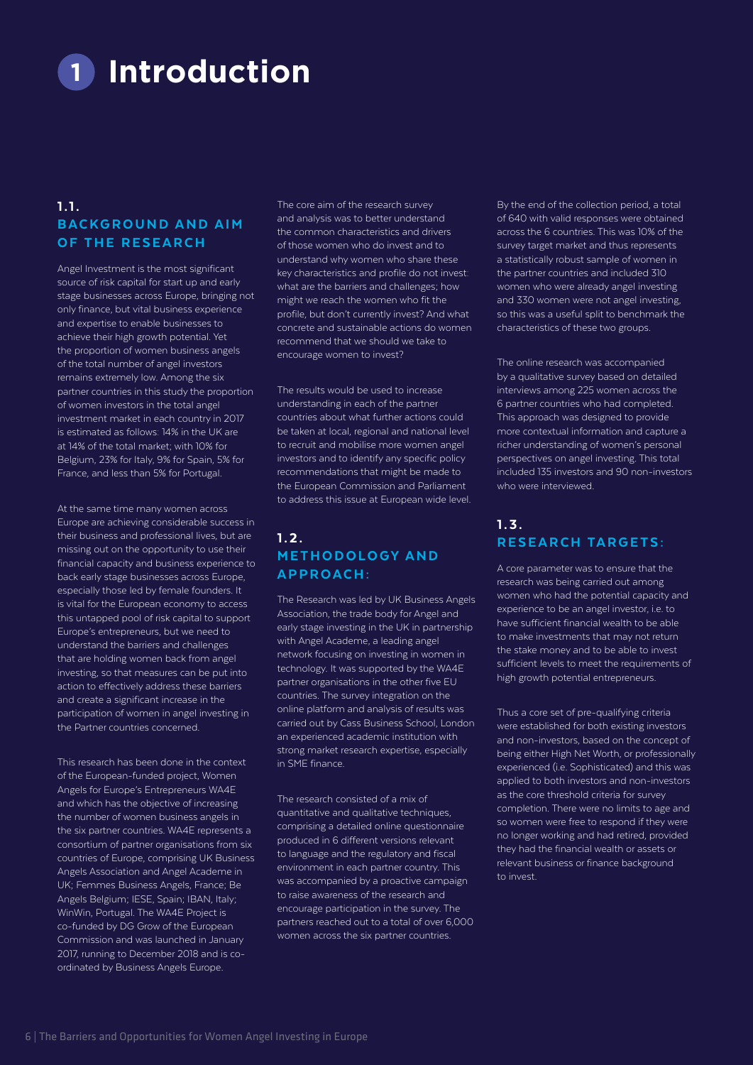# 1 Introduction

## 1.1. BACKGROUND AND AIM OF THE RESEARCH

Angel Investment is the most significant source of risk capital for start up and early stage businesses across Europe, bringing not only finance, but vital business experience and expertise to enable businesses to achieve their high growth potential. Yet the proportion of women business angels of the total number of angel investors remains extremely low. Among the six partner countries in this study the proportion of women investors in the total angel investment market in each country in 2017 is estimated as follows: 14% in the UK are at 14% of the total market; with 10% for Belgium, 23% for Italy, 9% for Spain, 5% for France, and less than 5% for Portugal.

At the same time many women across Europe are achieving considerable success in their business and professional lives, but are missing out on the opportunity to use their financial capacity and business experience to back early stage businesses across Europe, especially those led by female founders. It is vital for the European economy to access this untapped pool of risk capital to support Europe's entrepreneurs, but we need to understand the barriers and challenges that are holding women back from angel investing, so that measures can be put into action to effectively address these barriers and create a significant increase in the participation of women in angel investing in the Partner countries concerned.

This research has been done in the context of the European-funded project, Women Angels for Europe's Entrepreneurs WA4E and which has the objective of increasing the number of women business angels in the six partner countries. WA4E represents a consortium of partner organisations from six countries of Europe, comprising UK Business Angels Association and Angel Academe in UK; Femmes Business Angels, France; Be Angels Belgium; IESE, Spain; IBAN, Italy; WinWin, Portugal. The WA4E Project is co-funded by DG Grow of the European Commission and was launched in January 2017, running to December 2018 and is co-ordinated by Business Angels Europe.

The core aim of the research survey and analysis was to better understand the common characteristics and drivers of those women who do invest and to understand why women who share these key characteristics and profile do not invest: what are the barriers and challenges; how might we reach the women who fit the profile, but don't currently invest? And what concrete and sustainable actions do women recommend that we should we take to encourage women to invest?

The results would be used to increase understanding in each of the partner countries about what further actions could be taken at local, regional and national level to recruit and mobilise more women angel investors and to identify any specific policy recommendations that might be made to the European Commission and Parliament to address this issue at European wide level.

## 1.2. METHODOLOGY AND APPROACH:

The Research was led by UK Business Angels Association, the trade body for Angel and early stage investing in the UK in partnership with Angel Academe, a leading angel network focusing on investing in women in technology. It was supported by the WA4E partner organisations in the other five EU countries. The survey integration on the online platform and analysis of results was carried out by Cass Business School, London an experienced academic institution with strong market research expertise, especially in SME finance.

The research consisted of a mix of quantitative and qualitative techniques, comprising a detailed online questionnaire produced in 6 different versions relevant to language and the regulatory and fiscal environment in each partner country. This was accompanied by a proactive campaign to raise awareness of the research and encourage participation in the survey. The partners reached out to a total of over 6,000 women across the six partner countries.

By the end of the collection period, a total of 640 with valid responses were obtained across the 6 countries. This was 10% of the survey target market and thus represents a statistically robust sample of women in the partner countries and included 310 women who were already angel investing and 330 women were not angel investing, so this was a useful split to benchmark the characteristics of these two groups.

The online research was accompanied by a qualitative survey based on detailed interviews among 225 women across the 6 partner countries who had completed. This approach was designed to provide more contextual information and capture a richer understanding of women's personal perspectives on angel investing. This total included 135 investors and 90 non-investors who were interviewed.

## 1.3. RESEARCH TARGETS:

A core parameter was to ensure that the research was being carried out among women who had the potential capacity and experience to be an angel investor, i.e. to have sufficient financial wealth to be able to make investments that may not return the stake money and to be able to invest sufficient levels to meet the requirements of high growth potential entrepreneurs.

Thus a core set of pre-qualifying criteria were established for both existing investors and non-investors, based on the concept of being either High Net Worth, or professionally experienced (i.e. Sophisticated) and this was applied to both investors and non-investors as the core threshold criteria for survey completion. There were no limits to age and so women were free to respond if they were no longer working and had retired, provided they had the financial wealth or assets or relevant business or finance background to invest.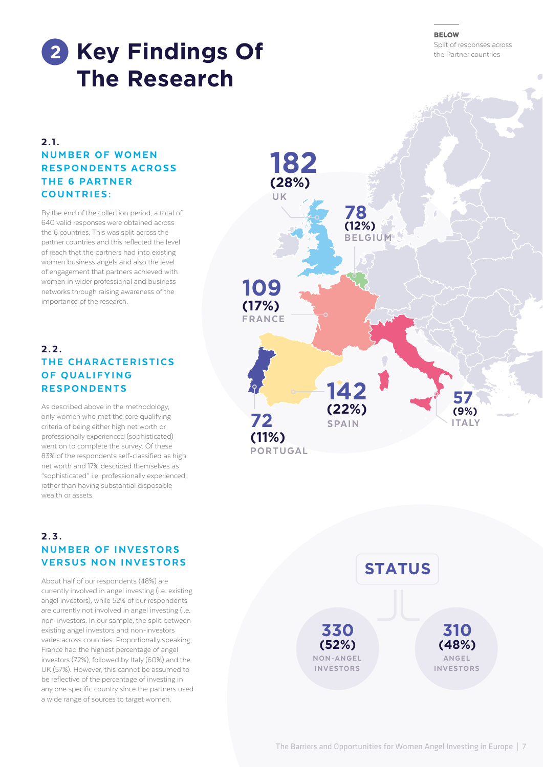# 2 Key Findings Of The Research

**BELOW**
Split of responses across the Partner countries

### 2.1. NUMBER OF WOMEN RESPONDENTS ACROSS THE 6 PARTNER COUNTRIES:

By the end of the collection period, a total of 640 valid responses were obtained across the 6 countries. This was split across the partner countries and this reflected the level of reach that the partners had into existing women business angels and also the level of engagement that partners achieved with women in wider professional and business networks through raising awareness of the importance of the research.

| Country | Responses | Share |
|---|---|---|
| UK | 182 | (28%) |
| Belgium | 78 | (12%) |
| France | 109 | (17%) |
| Spain | 142 | (22%) |
| Italy | 57 | (9%) |
| Portugal | 72 | (11%) |

### 2.2. THE CHARACTERISTICS OF QUALIFYING RESPONDENTS

As described above in the methodology, only women who met the core qualifying criteria of being either high net worth or professionally experienced (sophisticated) went on to complete the survey. Of these 83% of the respondents self-classified as high net worth and 17% described themselves as "sophisticated" i.e. professionally experienced, rather than having substantial disposable wealth or assets.

### 2.3. NUMBER OF INVESTORS VERSUS NON INVESTORS

About half of our respondents (48%) are currently involved in angel investing (i.e. existing angel investors), while 52% of our respondents are currently not involved in angel investing (i.e. non-investors. In our sample, the split between existing angel investors and non-investors varies across countries. Proportionally speaking, France had the highest percentage of angel investors (72%), followed by Italy (60%) and the UK (57%). However, this cannot be assumed to be reflective of the percentage of investing in any one specific country since the partners used a wide range of sources to target women.

**STATUS**

| Status | Number | Share |
|---|---|---|
| Non-Angel Investors | 330 | (52%) |
| Angel Investors | 310 | (48%) |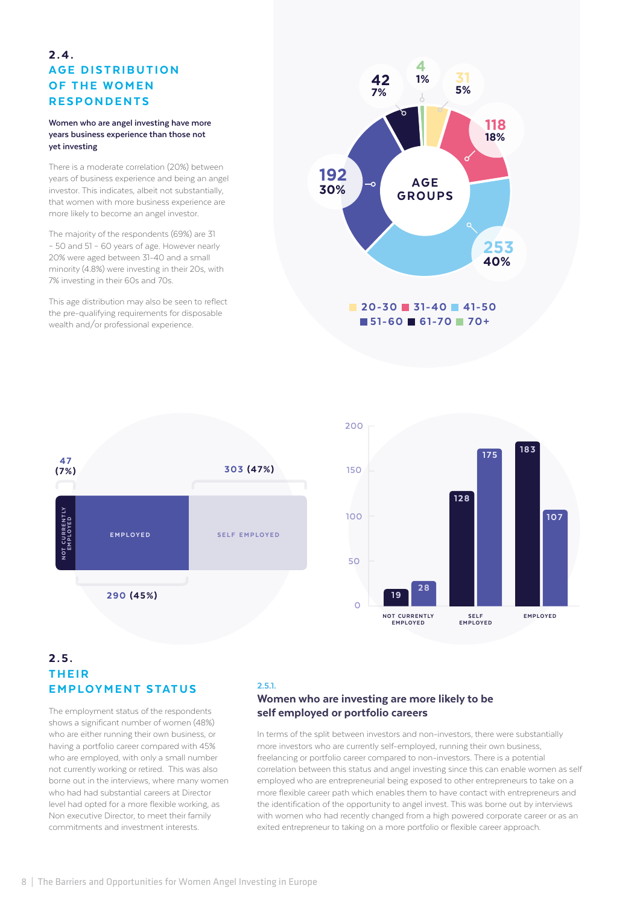## 2.4. AGE DISTRIBUTION OF THE WOMEN RESPONDENTS

**Women who are angel investing have more years business experience than those not yet investing**

There is a moderate correlation (20%) between years of business experience and being an angel investor. This indicates, albeit not substantially, that women with more business experience are more likely to become an angel investor.

The majority of the respondents (69%) are 31 – 50 and 51 – 60 years of age. However nearly 20% were aged between 31-40 and a small minority (4.8%) were investing in their 20s, with 7% investing in their 60s and 70s.

This age distribution may also be seen to reflect the pre-qualifying requirements for disposable wealth and/or professional experience.

AGE GROUPS

| Age group | Number | % |
|---|---|---|
| 20-30 | 31 | 5% |
| 31-40 | 118 | 18% |
| 41-50 | 253 | 40% |
| 51-60 | 192 | 30% |
| 61-70 | 42 | 7% |
| 70+ | 4 | 1% |

| Not currently employed | Employed | Self employed |
|---|---|---|
| 47 (7%) | 290 (45%) | 303 (47%) |

| | Not currently employed | Self employed | Employed |
|---|---|---|---|
| Series 1 (dark) | 19 | 128 | 183 |
| Series 2 (blue) | 28 | 175 | 107 |

## 2.5. THEIR EMPLOYMENT STATUS

The employment status of the respondents shows a significant number of women (48%) who are either running their own business, or having a portfolio career compared with 45% who are employed, with only a small number not currently working or retired. This was also borne out in the interviews, where many women who had had substantial careers at Director level had opted for a more flexible working, as Non executive Director, to meet their family commitments and investment interests.

### 2.5.1. Women who are investing are more likely to be self employed or portfolio careers

In terms of the split between investors and non-investors, there were substantially more investors who are currently self-employed, running their own business, freelancing or portfolio career compared to non-investors. There is a potential correlation between this status and angel investing since this can enable women as self employed who are entrepreneurial being exposed to other entrepreneurs to take on a more flexible career path which enables them to have contact with entrepreneurs and the identification of the opportunity to angel invest. This was borne out by interviews with women who had recently changed from a high powered corporate career or as an exited entrepreneur to taking on a more portfolio or flexible career approach.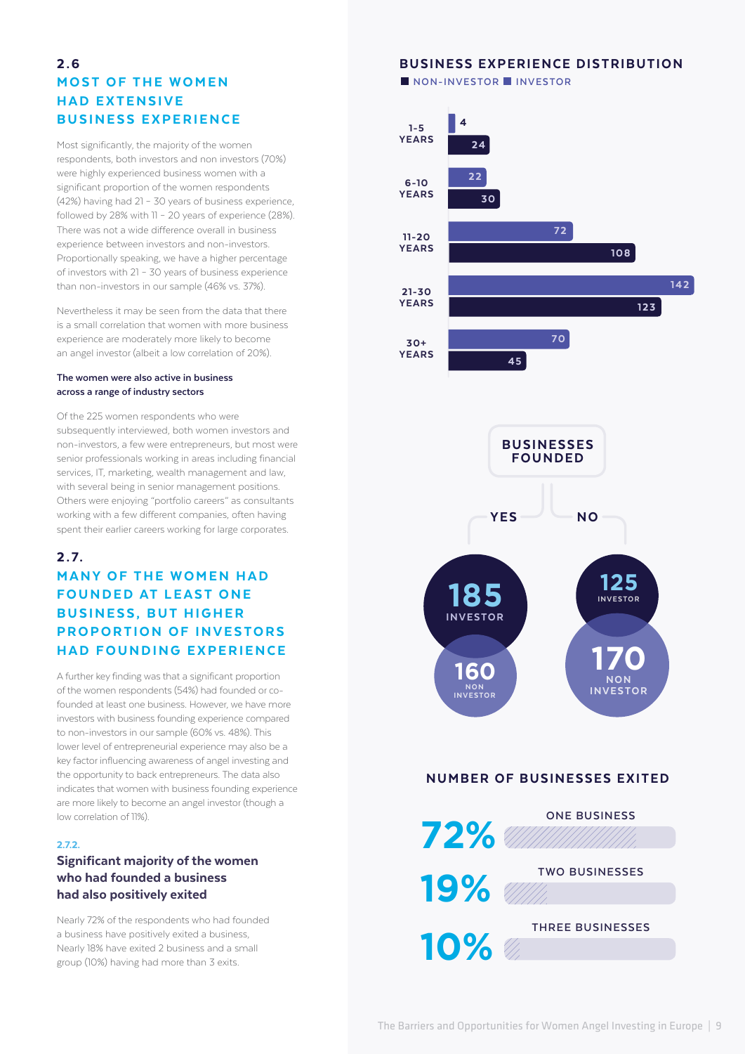## 2.6 MOST OF THE WOMEN HAD EXTENSIVE BUSINESS EXPERIENCE

Most significantly, the majority of the women respondents, both investors and non investors (70%) were highly experienced business women with a significant proportion of the women respondents (42%) having had 21 – 30 years of business experience, followed by 28% with 11 – 20 years of experience (28%). There was not a wide difference overall in business experience between investors and non-investors. Proportionally speaking, we have a higher percentage of investors with 21 – 30 years of business experience than non-investors in our sample (46% vs. 37%).

Nevertheless it may be seen from the data that there is a small correlation that women with more business experience are moderately more likely to become an angel investor (albeit a low correlation of 20%).

**The women were also active in business across a range of industry sectors**

Of the 225 women respondents who were subsequently interviewed, both women investors and non-investors, a few were entrepreneurs, but most were senior professionals working in areas including financial services, IT, marketing, wealth management and law, with several being in senior management positions. Others were enjoying "portfolio careers" as consultants working with a few different companies, often having spent their earlier careers working for large corporates.

## 2.7. MANY OF THE WOMEN HAD FOUNDED AT LEAST ONE BUSINESS, BUT HIGHER PROPORTION OF INVESTORS HAD FOUNDING EXPERIENCE

A further key finding was that a significant proportion of the women respondents (54%) had founded or co-founded at least one business. However, we have more investors with business founding experience compared to non-investors in our sample (60% vs. 48%). This lower level of entrepreneurial experience may also be a key factor influencing awareness of angel investing and the opportunity to back entrepreneurs. The data also indicates that women with business founding experience are more likely to become an angel investor (though a low correlation of 11%).

### 2.7.2. Significant majority of the women who had founded a business had also positively exited

Nearly 72% of the respondents who had founded a business have positively exited a business, Nearly 18% have exited 2 business and a small group (10%) having had more than 3 exits.

**BUSINESS EXPERIENCE DISTRIBUTION**

| | NON-INVESTOR | INVESTOR |
|---|---|---|
| 1-5 YEARS | 24 | 4 |
| 6-10 YEARS | 30 | 22 |
| 11-20 YEARS | 108 | 72 |
| 21-30 YEARS | 123 | 142 |
| 30+ YEARS | 45 | 70 |

**BUSINESSES FOUNDED**

| | YES | NO |
|---|---|---|
| INVESTOR | 185 | 125 |
| NON INVESTOR | 160 | 170 |

**NUMBER OF BUSINESSES EXITED**

| | |
|---|---|
| ONE BUSINESS | 72% |
| TWO BUSINESSES | 19% |
| THREE BUSINESSES | 10% |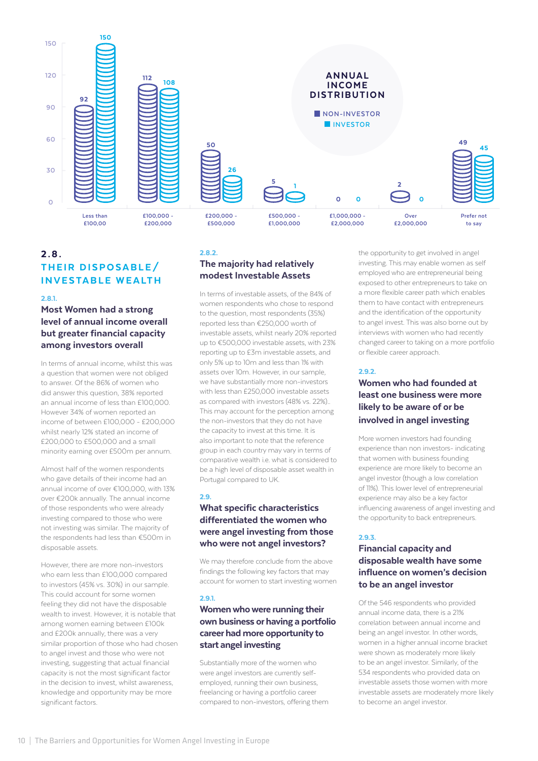**ANNUAL INCOME DISTRIBUTION**

| Annual income | Non-investor | Investor |
|---|---|---|
| Less than £100,00 | 92 | 150 |
| £100,000 - £200,000 | 112 | 108 |
| £200,000 - £500,000 | 50 | 26 |
| £500,000 - £1,000,000 | 5 | 1 |
| £1,000,000 - £2,000,000 | 0 | 0 |
| Over £2,000,000 | 2 | 0 |
| Prefer not to say | 49 | 45 |

## 2.8. THEIR DISPOSABLE/ INVESTABLE WEALTH

### 2.8.1. Most Women had a strong level of annual income overall but greater financial capacity among investors overall

In terms of annual income, whilst this was a question that women were not obliged to answer. Of the 86% of women who did answer this question, 38% reported an annual income of less than £100,000. However 34% of women reported an income of between £100,000 - £200,000 whilst nearly 12% stated an income of £200,000 to £500,000 and a small minority earning over £500m per annum.

Almost half of the women respondents who gave details of their income had an annual income of over €100,000, with 13% over €200k annually. The annual income of those respondents who were already investing compared to those who were not investing was similar. The majority of the respondents had less than €500m in disposable assets.

However, there are more non-investors who earn less than £100,000 compared to investors (45% vs. 30%) in our sample. This could account for some women feeling they did not have the disposable wealth to invest. However, it is notable that among women earning between £100k and £200k annually, there was a very similar proportion of those who had chosen to angel invest and those who were not investing, suggesting that actual financial capacity is not the most significant factor in the decision to invest, whilst awareness, knowledge and opportunity may be more significant factors.

### 2.8.2. The majority had relatively modest Investable Assets

In terms of investable assets, of the 84% of women respondents who chose to respond to the question, most respondents (35%) reported less than €250,000 worth of investable assets, whilst nearly 20% reported up to €500,000 investable assets, with 23% reporting up to £3m investable assets, and only 5% up to 10m and less than 1% with assets over 10m. However, in our sample, we have substantially more non-investors with less than £250,000 investable assets as compared with investors (48% vs. 22%).. This may account for the perception among the non-investors that they do not have the capacity to invest at this time. It is also important to note that the reference group in each country may vary in terms of comparative wealth i.e. what is considered to be a high level of disposable asset wealth in Portugal compared to UK.

## 2.9. What specific characteristics differentiated the women who were angel investing from those who were not angel investors?

We may therefore conclude from the above findings the following key factors that may account for women to start investing women

### 2.9.1. Women who were running their own business or having a portfolio career had more opportunity to start angel investing

Substantially more of the women who were angel investors are currently self-employed, running their own business, freelancing or having a portfolio career compared to non-investors, offering them the opportunity to get involved in angel investing. This may enable women as self employed who are entrepreneurial being exposed to other entrepreneurs to take on a more flexible career path which enables them to have contact with entrepreneurs and the identification of the opportunity to angel invest. This was also borne out by interviews with women who had recently changed career to taking on a more portfolio or flexible career approach.

### 2.9.2. Women who had founded at least one business were more likely to be aware of or be involved in angel investing

More women investors had founding experience than non investors- indicating that women with business founding experience are more likely to become an angel investor (though a low correlation of 11%). This lower level of entrepreneurial experience may also be a key factor influencing awareness of angel investing and the opportunity to back entrepreneurs.

### 2.9.3. Financial capacity and disposable wealth have some influence on women's decision to be an angel investor

Of the 546 respondents who provided annual income data, there is a 21% correlation between annual income and being an angel investor. In other words, women in a higher annual income bracket were shown as moderately more likely to be an angel investor. Similarly, of the 534 respondents who provided data on investable assets those women with more investable assets are moderately more likely to become an angel investor.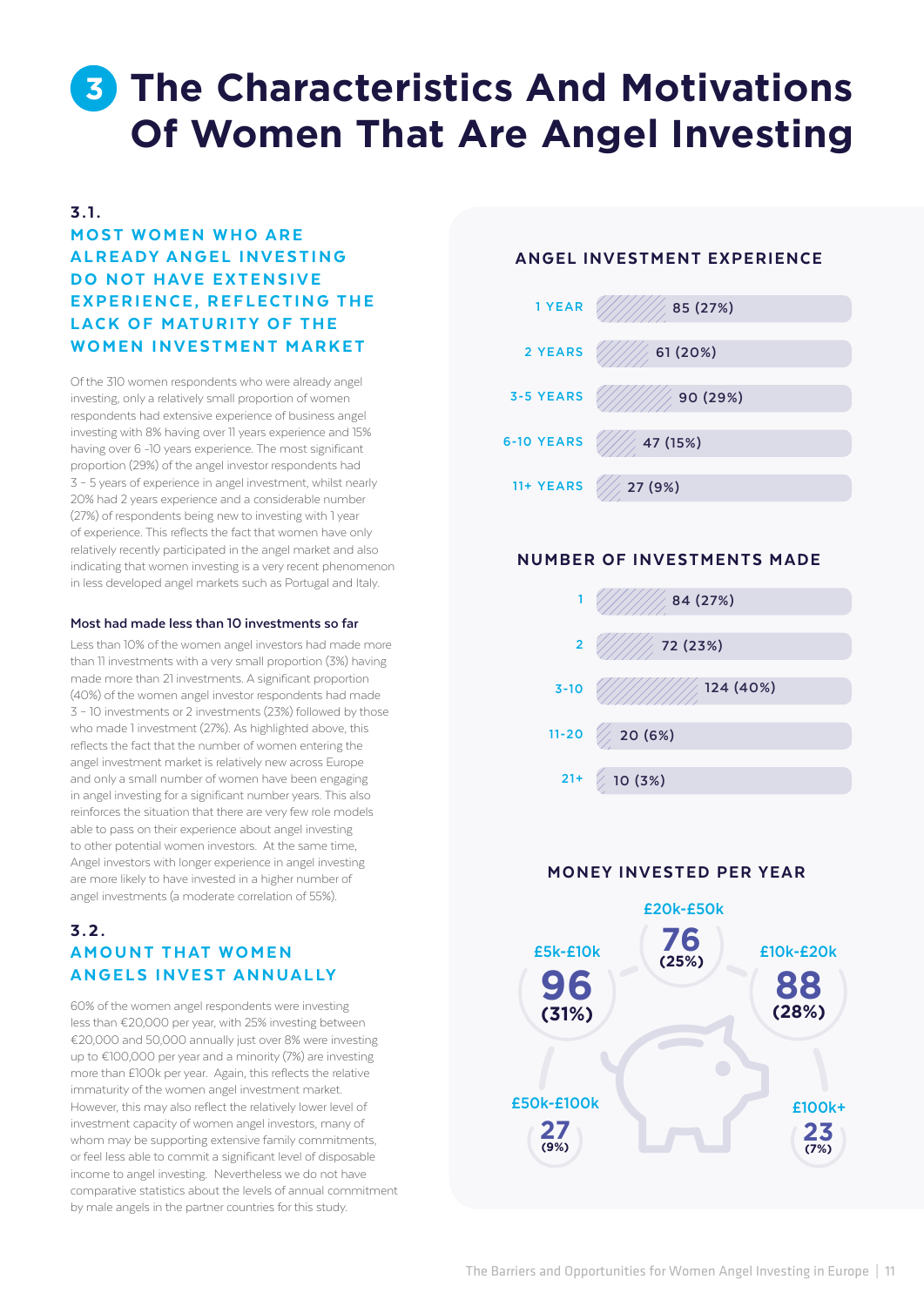# 3 The Characteristics And Motivations Of Women That Are Angel Investing

### 3.1.

### MOST WOMEN WHO ARE ALREADY ANGEL INVESTING DO NOT HAVE EXTENSIVE EXPERIENCE, REFLECTING THE LACK OF MATURITY OF THE WOMEN INVESTMENT MARKET

Of the 310 women respondents who were already angel investing, only a relatively small proportion of women respondents had extensive experience of business angel investing with 8% having over 11 years experience and 15% having over 6 -10 years experience. The most significant proportion (29%) of the angel investor respondents had 3 - 5 years of experience in angel investment, whilst nearly 20% had 2 years experience and a considerable number (27%) of respondents being new to investing with 1 year of experience. This reflects the fact that women have only relatively recently participated in the angel market and also indicating that women investing is a very recent phenomenon in less developed angel markets such as Portugal and Italy.

**Most had made less than 10 investments so far**

Less than 10% of the women angel investors had made more than 11 investments with a very small proportion (3%) having made more than 21 investments. A significant proportion (40%) of the women angel investor respondents had made 3 - 10 investments or 2 investments (23%) followed by those who made 1 investment (27%). As highlighted above, this reflects the fact that the number of women entering the angel investment market is relatively new across Europe and only a small number of women have been engaging in angel investing for a significant number years. This also reinforces the situation that there are very few role models able to pass on their experience about angel investing to other potential women investors. At the same time, Angel investors with longer experience in angel investing are more likely to have invested in a higher number of angel investments (a moderate correlation of 55%).

### 3.2.

### AMOUNT THAT WOMEN ANGELS INVEST ANNUALLY

60% of the women angel respondents were investing less than €20,000 per year, with 25% investing between €20,000 and 50,000 annually just over 8% were investing up to €100,000 per year and a minority (7%) are investing more than £100k per year. Again, this reflects the relative immaturity of the women angel investment market. However, this may also reflect the relatively lower level of investment capacity of women angel investors, many of whom may be supporting extensive family commitments, or feel less able to commit a significant level of disposable income to angel investing. Nevertheless we do not have comparative statistics about the levels of annual commitment by male angels in the partner countries for this study.

**ANGEL INVESTMENT EXPERIENCE**

| Experience | Respondents |
|---|---|
| 1 YEAR | 85 (27%) |
| 2 YEARS | 61 (20%) |
| 3-5 YEARS | 90 (29%) |
| 6-10 YEARS | 47 (15%) |
| 11+ YEARS | 27 (9%) |

**NUMBER OF INVESTMENTS MADE**

| Investments | Respondents |
|---|---|
| 1 | 84 (27%) |
| 2 | 72 (23%) |
| 3-10 | 124 (40%) |
| 11-20 | 20 (6%) |
| 21+ | 10 (3%) |

**MONEY INVESTED PER YEAR**

| Amount | Respondents |
|---|---|
| £5k-£10k | 96 (31%) |
| £20k-£50k | 76 (25%) |
| £10k-£20k | 88 (28%) |
| £50k-£100k | 27 (9%) |
| £100k+ | 23 (7%) |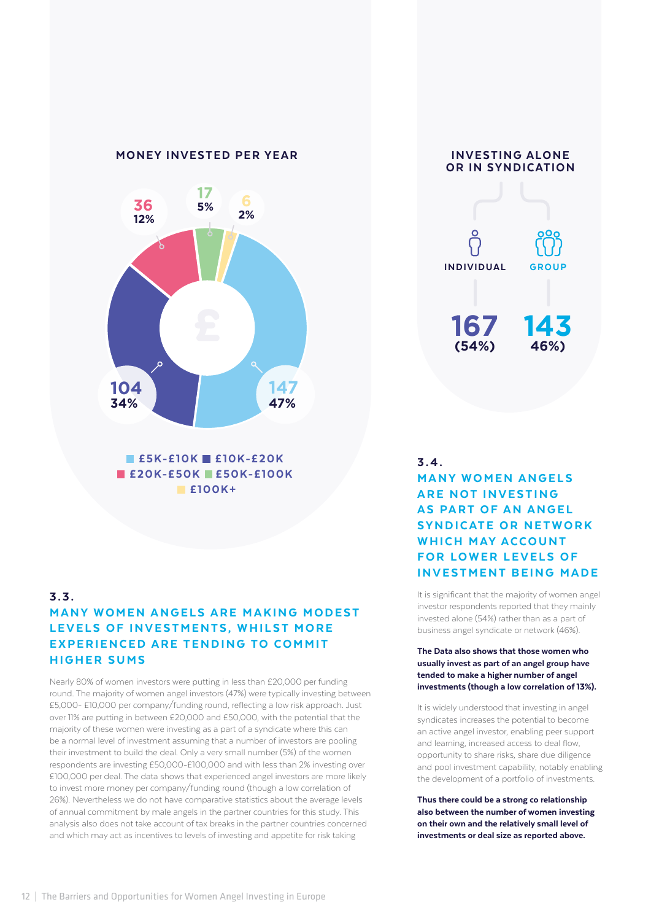### MONEY INVESTED PER YEAR

| Amount | Number | Percentage |
| --- | --- | --- |
| £5K-£10K | 147 | 47% |
| £10K-£20K | 104 | 34% |
| £20K-£50K | 36 | 12% |
| £50K-£100K | 17 | 5% |
| £100K+ | 6 | 2% |

### INVESTING ALONE OR IN SYNDICATION

| INDIVIDUAL | GROUP |
| --- | --- |
| 167 (54%) | 143 46%) |

## 3.3. MANY WOMEN ANGELS ARE MAKING MODEST LEVELS OF INVESTMENTS, WHILST MORE EXPERIENCED ARE TENDING TO COMMIT HIGHER SUMS

Nearly 80% of women investors were putting in less than £20,000 per funding round. The majority of women angel investors (47%) were typically investing between £5,000- £10,000 per company/funding round, reflecting a low risk approach. Just over 11% are putting in between £20,000 and £50,000, with the potential that the majority of these women were investing as a part of a syndicate where this can be a normal level of investment assuming that a number of investors are pooling their investment to build the deal. Only a very small number (5%) of the women respondents are investing £50,000-£100,000 and with less than 2% investing over £100,000 per deal. The data shows that experienced angel investors are more likely to invest more money per company/funding round (though a low correlation of 26%). Nevertheless we do not have comparative statistics about the average levels of annual commitment by male angels in the partner countries for this study. This analysis also does not take account of tax breaks in the partner countries concerned and which may act as incentives to levels of investing and appetite for risk taking

## 3.4. MANY WOMEN ANGELS ARE NOT INVESTING AS PART OF AN ANGEL SYNDICATE OR NETWORK WHICH MAY ACCOUNT FOR LOWER LEVELS OF INVESTMENT BEING MADE

It is significant that the majority of women angel investor respondents reported that they mainly invested alone (54%) rather than as a part of business angel syndicate or network (46%).

**The Data also shows that those women who usually invest as part of an angel group have tended to make a higher number of angel investments (though a low correlation of 13%).**

It is widely understood that investing in angel syndicates increases the potential to become an active angel investor, enabling peer support and learning, increased access to deal flow, opportunity to share risks, share due diligence and pool investment capability, notably enabling the development of a portfolio of investments.

**Thus there could be a strong co relationship also between the number of women investing on their own and the relatively small level of investments or deal size as reported above.**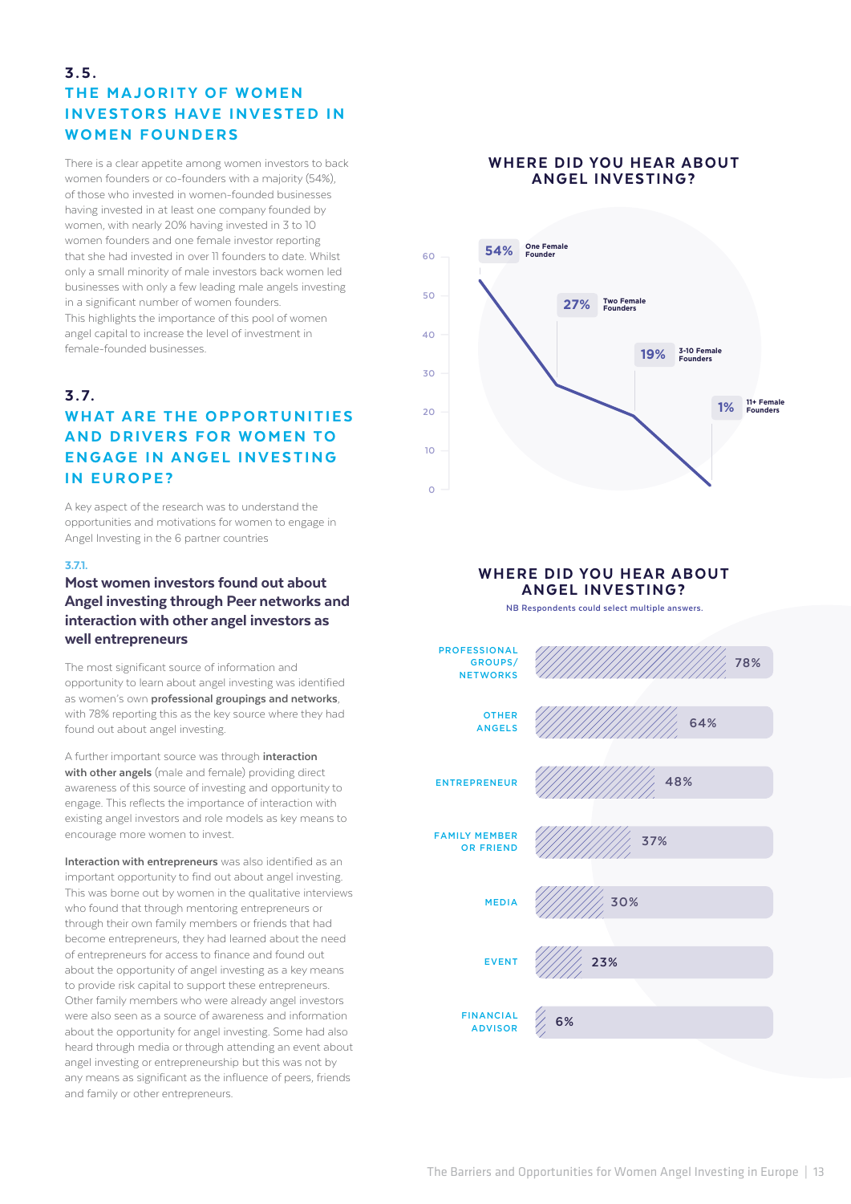## 3.5. THE MAJORITY OF WOMEN INVESTORS HAVE INVESTED IN WOMEN FOUNDERS

There is a clear appetite among women investors to back women founders or co-founders with a majority (54%), of those who invested in women-founded businesses having invested in at least one company founded by women, with nearly 20% having invested in 3 to 10 women founders and one female investor reporting that she had invested in over 11 founders to date. Whilst only a small minority of male investors back women led businesses with only a few leading male angels investing in a significant number of women founders. This highlights the importance of this pool of women angel capital to increase the level of investment in female-founded businesses.

**WHERE DID YOU HEAR ABOUT ANGEL INVESTING?**

| Number of female founders invested in | % |
|---|---|
| One Female Founder | 54% |
| Two Female Founders | 27% |
| 3-10 Female Founders | 19% |
| 11+ Female Founders | 1% |

## 3.7. WHAT ARE THE OPPORTUNITIES AND DRIVERS FOR WOMEN TO ENGAGE IN ANGEL INVESTING IN EUROPE?

A key aspect of the research was to understand the opportunities and motivations for women to engage in Angel Investing in the 6 partner countries

### 3.7.1. Most women investors found out about Angel investing through Peer networks and interaction with other angel investors as well entrepreneurs

The most significant source of information and opportunity to learn about angel investing was identified as women's own **professional groupings and networks**, with 78% reporting this as the key source where they had found out about angel investing.

A further important source was through **interaction with other angels** (male and female) providing direct awareness of this source of investing and opportunity to engage. This reflects the importance of interaction with existing angel investors and role models as key means to encourage more women to invest.

**Interaction with entrepreneurs** was also identified as an important opportunity to find out about angel investing. This was borne out by women in the qualitative interviews who found that through mentoring entrepreneurs or through their own family members or friends that had become entrepreneurs, they had learned about the need of entrepreneurs for access to finance and found out about the opportunity of angel investing as a key means to provide risk capital to support these entrepreneurs. Other family members who were already angel investors were also seen as a source of awareness and information about the opportunity for angel investing. Some had also heard through media or through attending an event about angel investing or entrepreneurship but this was not by any means as significant as the influence of peers, friends and family or other entrepreneurs.

**WHERE DID YOU HEAR ABOUT ANGEL INVESTING?**

NB Respondents could select multiple answers.

| Source | % |
|---|---|
| Professional groups/networks | 78% |
| Other angels | 64% |
| Entrepreneur | 48% |
| Family member or friend | 37% |
| Media | 30% |
| Event | 23% |
| Financial advisor | 6% |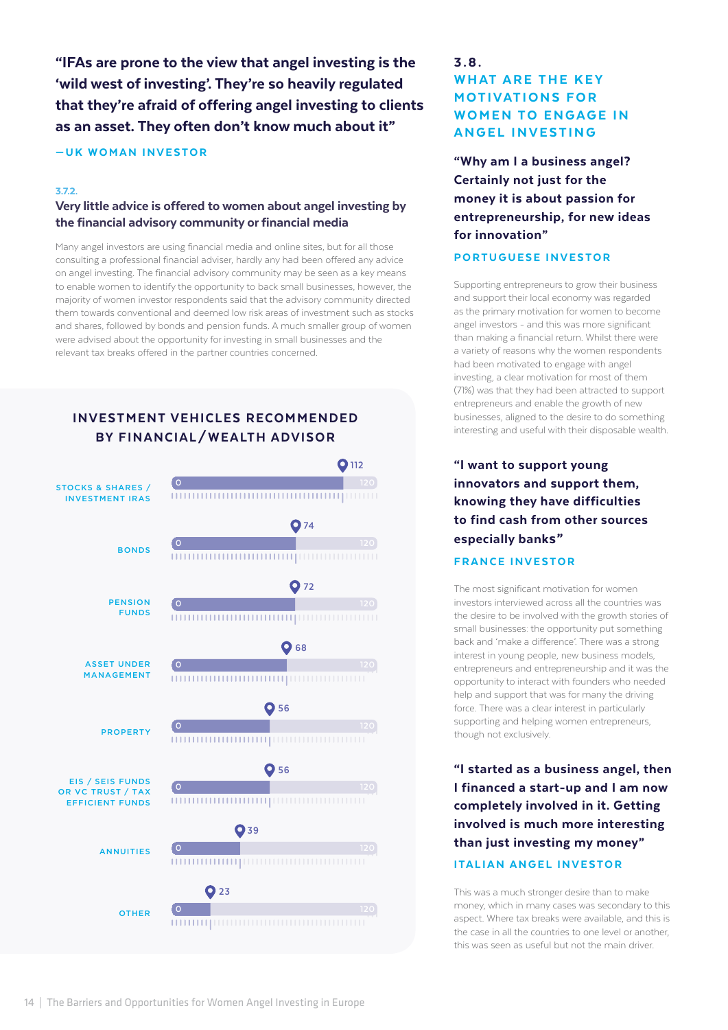**"IFAs are prone to the view that angel investing is the 'wild west of investing'. They're so heavily regulated that they're afraid of offering angel investing to clients as an asset. They often don't know much about it"**

**—UK WOMAN INVESTOR**

### 3.7.2. Very little advice is offered to women about angel investing by the financial advisory community or financial media

Many angel investors are using financial media and online sites, but for all those consulting a professional financial adviser, hardly any had been offered any advice on angel investing. The financial advisory community may be seen as a key means to enable women to identify the opportunity to back small businesses, however, the majority of women investor respondents said that the advisory community directed them towards conventional and deemed low risk areas of investment such as stocks and shares, followed by bonds and pension funds. A much smaller group of women were advised about the opportunity for investing in small businesses and the relevant tax breaks offered in the partner countries concerned.

**INVESTMENT VEHICLES RECOMMENDED BY FINANCIAL/WEALTH ADVISOR**

| Investment vehicle | Count (scale 0–120) |
|---|---|
| Stocks & shares / Investment IRAs | 112 |
| Bonds | 74 |
| Pension funds | 72 |
| Asset under management | 68 |
| Property | 56 |
| EIS / SEIS funds or VC trust / Tax efficient funds | 56 |
| Annuities | 39 |
| Other | 23 |

## 3.8. WHAT ARE THE KEY MOTIVATIONS FOR WOMEN TO ENGAGE IN ANGEL INVESTING

**"Why am I a business angel? Certainly not just for the money it is about passion for entrepreneurship, for new ideas for innovation"**

**PORTUGUESE INVESTOR**

Supporting entrepreneurs to grow their business and support their local economy was regarded as the primary motivation for women to become angel investors - and this was more significant than making a financial return. Whilst there were a variety of reasons why the women respondents had been motivated to engage with angel investing, a clear motivation for most of them (71%) was that they had been attracted to support entrepreneurs and enable the growth of new businesses, aligned to the desire to do something interesting and useful with their disposable wealth.

**"I want to support young innovators and support them, knowing they have difficulties to find cash from other sources especially banks"**

**FRANCE INVESTOR**

The most significant motivation for women investors interviewed across all the countries was the desire to be involved with the growth stories of small businesses: the opportunity put something back and 'make a difference'. There was a strong interest in young people, new business models, entrepreneurs and entrepreneurship and it was the opportunity to interact with founders who needed help and support that was for many the driving force. There was a clear interest in particularly supporting and helping women entrepreneurs, though not exclusively.

**"I started as a business angel, then I financed a start-up and I am now completely involved in it. Getting involved is much more interesting than just investing my money"**

**ITALIAN ANGEL INVESTOR**

This was a much stronger desire than to make money, which in many cases was secondary to this aspect. Where tax breaks were available, and this is the case in all the countries to one level or another, this was seen as useful but not the main driver.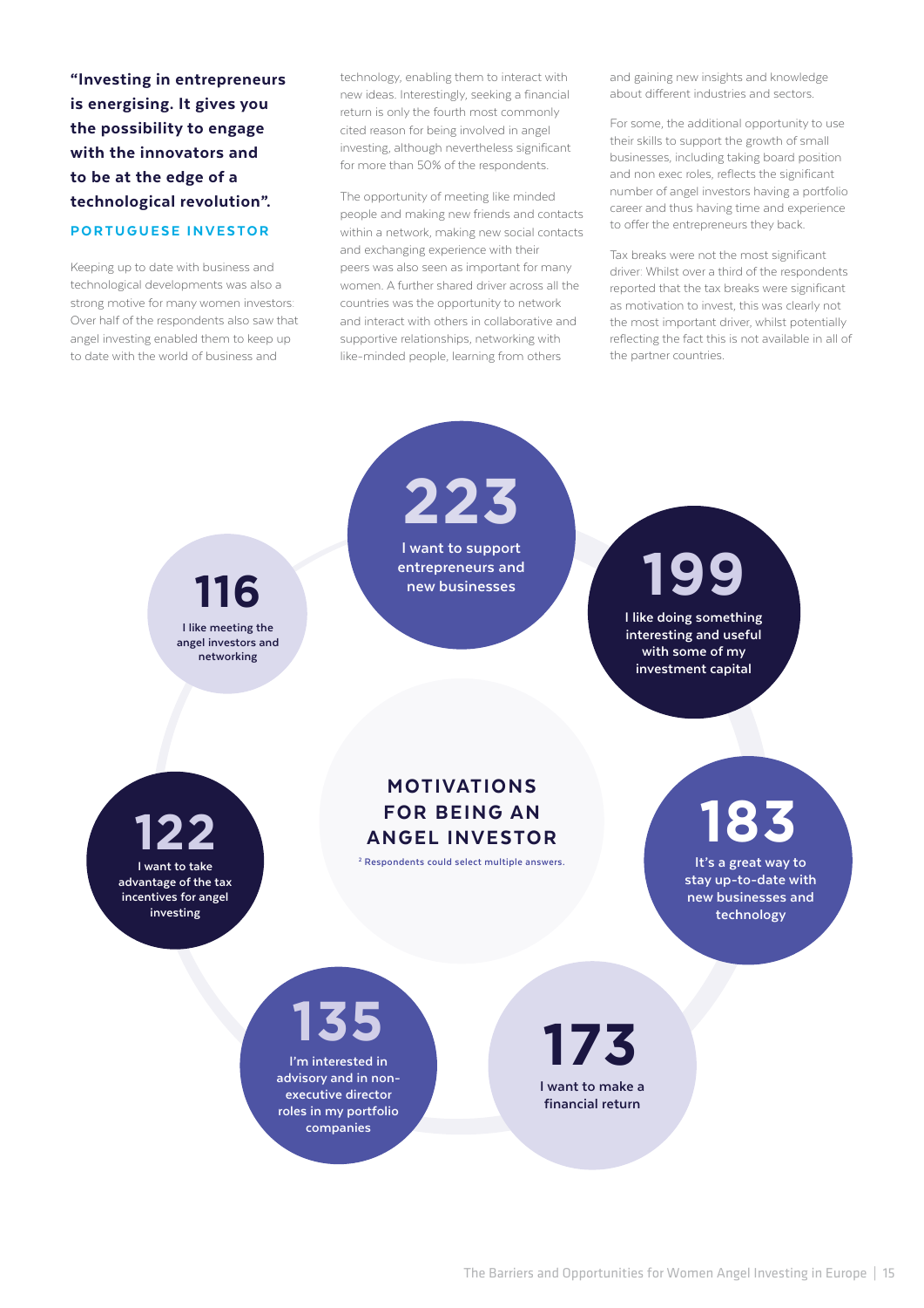**"Investing in entrepreneurs is energising. It gives you the possibility to engage with the innovators and to be at the edge of a technological revolution".**

**PORTUGUESE INVESTOR**

Keeping up to date with business and technological developments was also a strong motive for many women investors: Over half of the respondents also saw that angel investing enabled them to keep up to date with the world of business and technology, enabling them to interact with new ideas. Interestingly, seeking a financial return is only the fourth most commonly cited reason for being involved in angel investing, although nevertheless significant for more than 50% of the respondents.

The opportunity of meeting like minded people and making new friends and contacts within a network, making new social contacts and exchanging experience with their peers was also seen as important for many women. A further shared driver across all the countries was the opportunity to network and interact with others in collaborative and supportive relationships, networking with like-minded people, learning from others and gaining new insights and knowledge about different industries and sectors.

For some, the additional opportunity to use their skills to support the growth of small businesses, including taking board position and non exec roles, reflects the significant number of angel investors having a portfolio career and thus having time and experience to offer the entrepreneurs they back.

Tax breaks were not the most significant driver: Whilst over a third of the respondents reported that the tax breaks were significant as motivation to invest, this was clearly not the most important driver, whilst potentially reflecting the fact this is not available in all of the partner countries.

## MOTIVATIONS FOR BEING AN ANGEL INVESTOR

[2] Respondents could select multiple answers.

- **223** – I want to support entrepreneurs and new businesses
- **199** – I like doing something interesting and useful with some of my investment capital
- **183** – It's a great way to stay up-to-date with new businesses and technology
- **173** – I want to make a financial return
- **135** – I'm interested in advisory and in non-executive director roles in my portfolio companies
- **122** – I want to take advantage of the tax incentives for angel investing
- **116** – I like meeting the angel investors and networking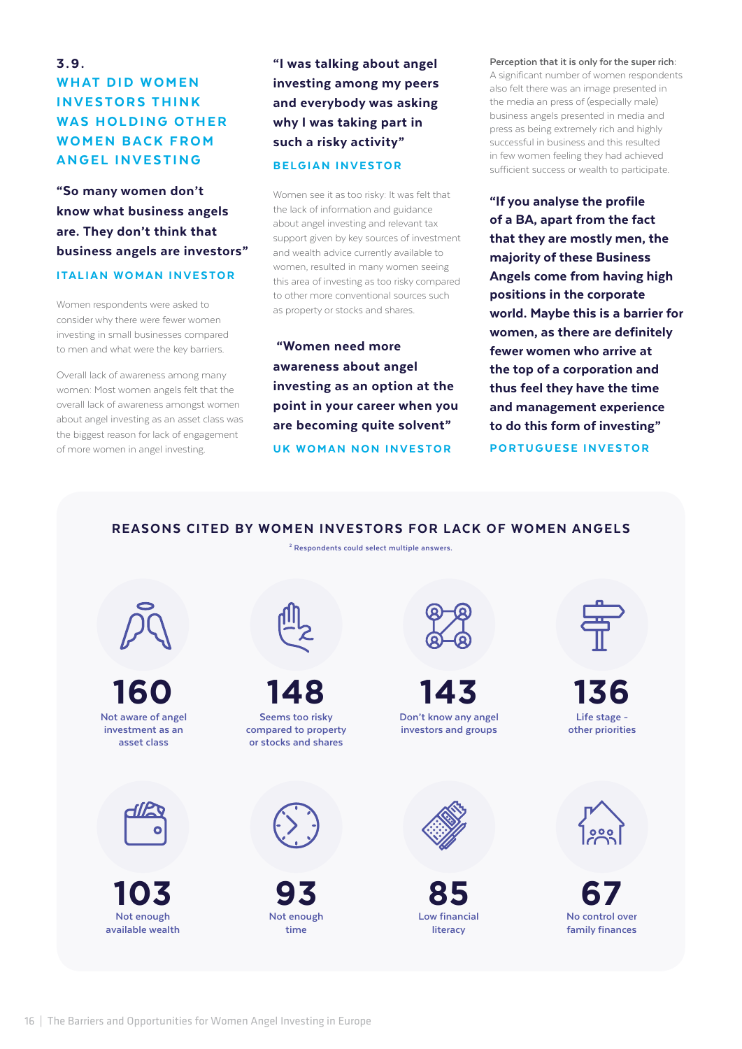## 3.9. WHAT DID WOMEN INVESTORS THINK WAS HOLDING OTHER WOMEN BACK FROM ANGEL INVESTING

**"So many women don't know what business angels are. They don't think that business angels are investors"**

ITALIAN WOMAN INVESTOR

Women respondents were asked to consider why there were fewer women investing in small businesses compared to men and what were the key barriers.

Overall lack of awareness among many women: Most women angels felt that the overall lack of awareness amongst women about angel investing as an asset class was the biggest reason for lack of engagement of more women in angel investing.

**"I was talking about angel investing among my peers and everybody was asking why I was taking part in such a risky activity"**

BELGIAN INVESTOR

Women see it as too risky: It was felt that the lack of information and guidance about angel investing and relevant tax support given by key sources of investment and wealth advice currently available to women, resulted in many women seeing this area of investing as too risky compared to other more conventional sources such as property or stocks and shares.

**"Women need more awareness about angel investing as an option at the point in your career when you are becoming quite solvent"**

UK WOMAN NON INVESTOR

Perception that it is only for the super rich: A significant number of women respondents also felt there was an image presented in the media an press of (especially male) business angels presented in media and press as being extremely rich and highly successful in business and this resulted in few women feeling they had achieved sufficient success or wealth to participate.

**"If you analyse the profile of a BA, apart from the fact that they are mostly men, the majority of these Business Angels come from having high positions in the corporate world. Maybe this is a barrier for women, as there are definitely fewer women who arrive at the top of a corporation and thus feel they have the time and management experience to do this form of investing"**

PORTUGUESE INVESTOR

### REASONS CITED BY WOMEN INVESTORS FOR LACK OF WOMEN ANGELS

[2] Respondents could select multiple answers.

| Count | Reason |
|---|---|
| 160 | Not aware of angel investment as an asset class |
| 148 | Seems too risky compared to property or stocks and shares |
| 143 | Don't know any angel investors and groups |
| 136 | Life stage - other priorities |
| 103 | Not enough available wealth |
| 93 | Not enough time |
| 85 | Low financial literacy |
| 67 | No control over family finances |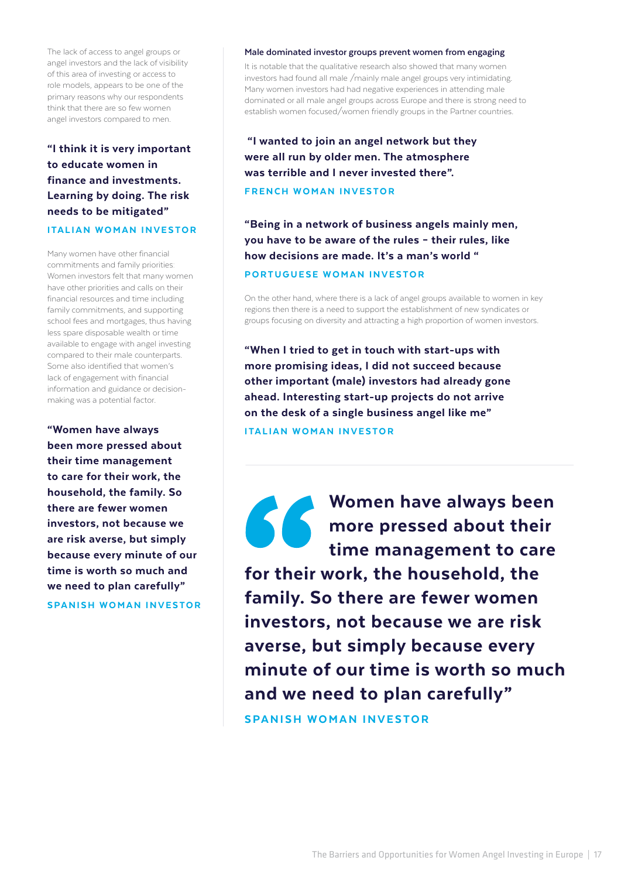The lack of access to angel groups or angel investors and the lack of visibility of this area of investing or access to role models, appears to be one of the primary reasons why our respondents think that there are so few women angel investors compared to men.

**"I think it is very important to educate women in finance and investments. Learning by doing. The risk needs to be mitigated"**

**ITALIAN WOMAN INVESTOR**

Many women have other financial commitments and family priorities: Women investors felt that many women have other priorities and calls on their financial resources and time including family commitments, and supporting school fees and mortgages, thus having less spare disposable wealth or time available to engage with angel investing compared to their male counterparts. Some also identified that women's lack of engagement with financial information and guidance or decision-making was a potential factor.

**"Women have always been more pressed about their time management to care for their work, the household, the family. So there are fewer women investors, not because we are risk averse, but simply because every minute of our time is worth so much and we need to plan carefully"**

**SPANISH WOMAN INVESTOR**

### Male dominated investor groups prevent women from engaging

It is notable that the qualitative research also showed that many women investors had found all male /mainly male angel groups very intimidating. Many women investors had had negative experiences in attending male dominated or all male angel groups across Europe and there is strong need to establish women focused/women friendly groups in the Partner countries.

**"I wanted to join an angel network but they were all run by older men. The atmosphere was terrible and I never invested there".**

**FRENCH WOMAN INVESTOR**

**"Being in a network of business angels mainly men, you have to be aware of the rules - their rules, like how decisions are made. It's a man's world "**

**PORTUGUESE WOMAN INVESTOR**

On the other hand, where there is a lack of angel groups available to women in key regions then there is a need to support the establishment of new syndicates or groups focusing on diversity and attracting a high proportion of women investors.

**"When I tried to get in touch with start-ups with more promising ideas, I did not succeed because other important (male) investors had already gone ahead. Interesting start-up projects do not arrive on the desk of a single business angel like me"**

**ITALIAN WOMAN INVESTOR**

---

> **Women have always been more pressed about their time management to care for their work, the household, the family. So there are fewer women investors, not because we are risk averse, but simply because every minute of our time is worth so much and we need to plan carefully"**
>
> **SPANISH WOMAN INVESTOR**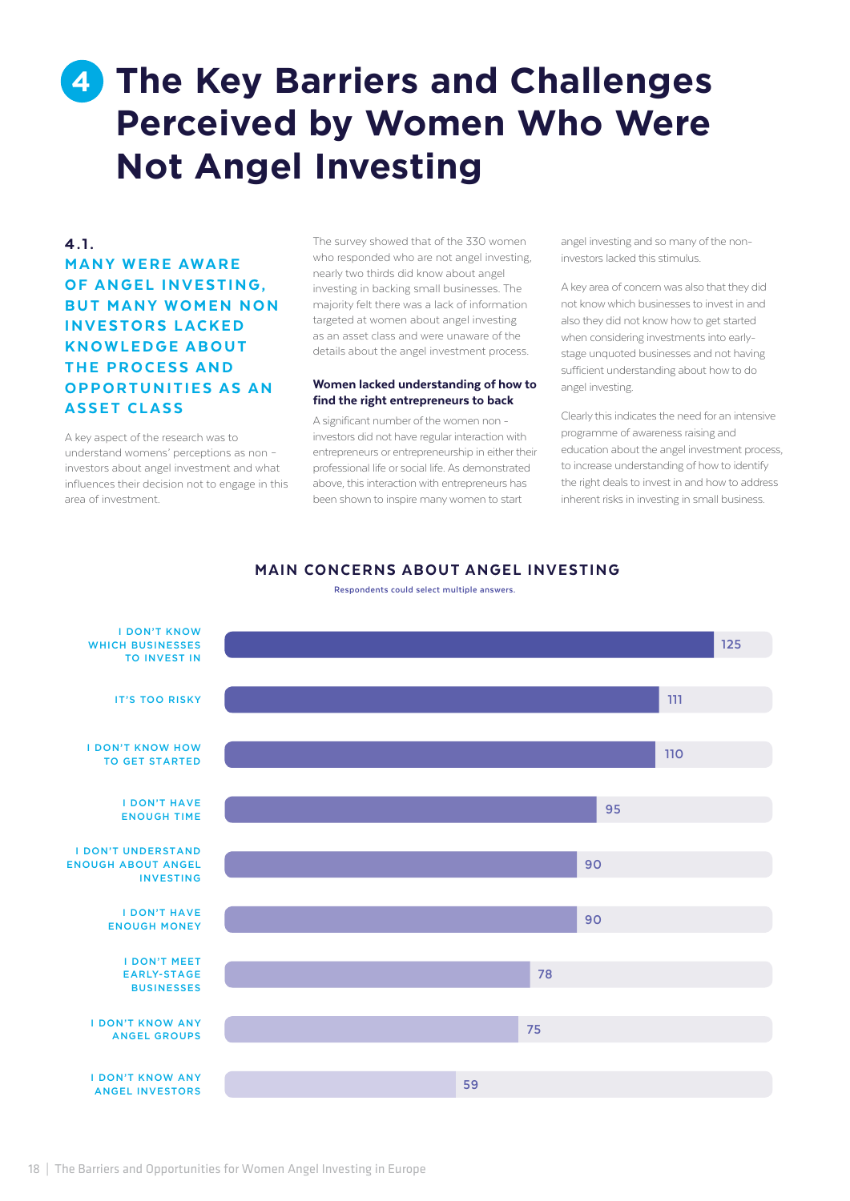# 4 The Key Barriers and Challenges Perceived by Women Who Were Not Angel Investing

## 4.1. MANY WERE AWARE OF ANGEL INVESTING, BUT MANY WOMEN NON INVESTORS LACKED KNOWLEDGE ABOUT THE PROCESS AND OPPORTUNITIES AS AN ASSET CLASS

A key aspect of the research was to understand womens' perceptions as non – investors about angel investment and what influences their decision not to engage in this area of investment.

The survey showed that of the 330 women who responded who are not angel investing, nearly two thirds did know about angel investing in backing small businesses. The majority felt there was a lack of information targeted at women about angel investing as an asset class and were unaware of the details about the angel investment process.

### Women lacked understanding of how to find the right entrepreneurs to back

A significant number of the women non - investors did not have regular interaction with entrepreneurs or entrepreneurship in either their professional life or social life. As demonstrated above, this interaction with entrepreneurs has been shown to inspire many women to start angel investing and so many of the non-investors lacked this stimulus.

A key area of concern was also that they did not know which businesses to invest in and also they did not know how to get started when considering investments into early-stage unquoted businesses and not having sufficient understanding about how to do angel investing.

Clearly this indicates the need for an intensive programme of awareness raising and education about the angel investment process, to increase understanding of how to identify the right deals to invest in and how to address inherent risks in investing in small business.

**MAIN CONCERNS ABOUT ANGEL INVESTING**

Respondents could select multiple answers.

| Concern | Respondents |
|---|---|
| I don't know which businesses to invest in | 125 |
| It's too risky | 111 |
| I don't know how to get started | 110 |
| I don't have enough time | 95 |
| I don't understand enough about angel investing | 90 |
| I don't have enough money | 90 |
| I don't meet early-stage businesses | 78 |
| I don't know any angel groups | 75 |
| I don't know any angel investors | 59 |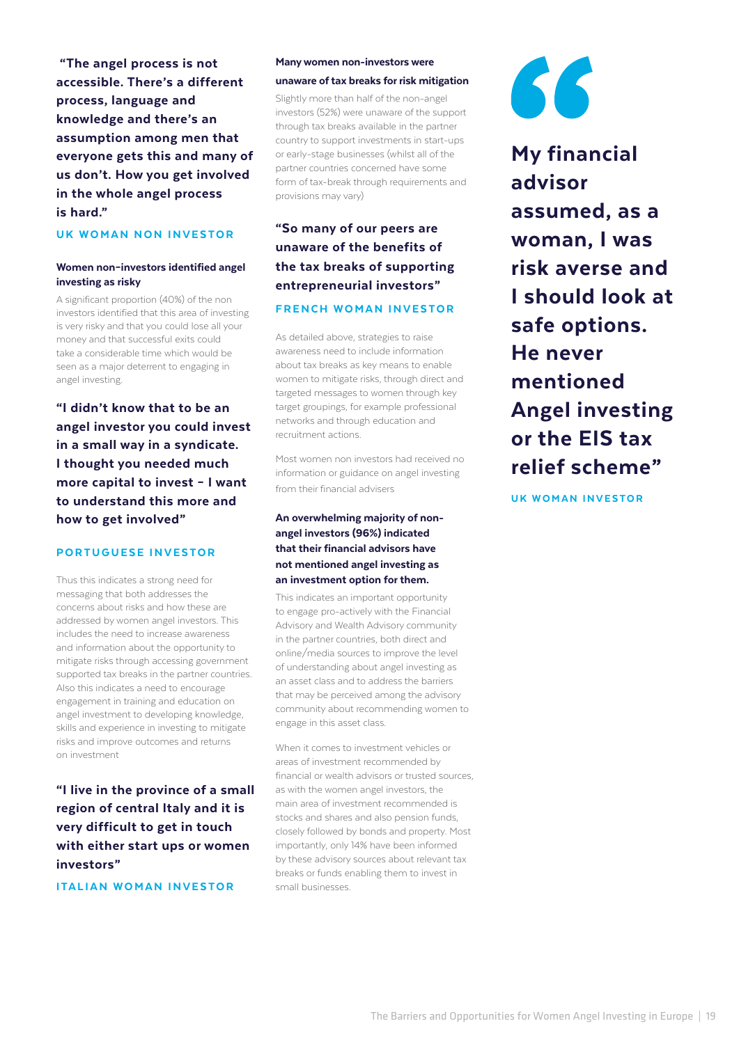**"The angel process is not accessible. There's a different process, language and knowledge and there's an assumption among men that everyone gets this and many of us don't. How you get involved in the whole angel process is hard."**

**UK WOMAN NON INVESTOR**

### Women non-investors identified angel investing as risky

A significant proportion (40%) of the non investors identified that this area of investing is very risky and that you could lose all your money and that successful exits could take a considerable time which would be seen as a major deterrent to engaging in angel investing.

**"I didn't know that to be an angel investor you could invest in a small way in a syndicate. I thought you needed much more capital to invest – I want to understand this more and how to get involved"**

**PORTUGUESE INVESTOR**

Thus this indicates a strong need for messaging that both addresses the concerns about risks and how these are addressed by women angel investors. This includes the need to increase awareness and information about the opportunity to mitigate risks through accessing government supported tax breaks in the partner countries. Also this indicates a need to encourage engagement in training and education on angel investment to developing knowledge, skills and experience in investing to mitigate risks and improve outcomes and returns on investment

**"I live in the province of a small region of central Italy and it is very difficult to get in touch with either start ups or women investors"**

**ITALIAN WOMAN INVESTOR**

### Many women non-investors were unaware of tax breaks for risk mitigation

Slightly more than half of the non-angel investors (52%) were unaware of the support through tax breaks available in the partner country to support investments in start-ups or early-stage businesses (whilst all of the partner countries concerned have some form of tax-break through requirements and provisions may vary)

**"So many of our peers are unaware of the benefits of the tax breaks of supporting entrepreneurial investors"**

**FRENCH WOMAN INVESTOR**

As detailed above, strategies to raise awareness need to include information about tax breaks as key means to enable women to mitigate risks, through direct and targeted messages to women through key target groupings, for example professional networks and through education and recruitment actions.

Most women non investors had received no information or guidance on angel investing from their financial advisers

### An overwhelming majority of non-angel investors (96%) indicated that their financial advisors have not mentioned angel investing as an investment option for them.

This indicates an important opportunity to engage pro-actively with the Financial Advisory and Wealth Advisory community in the partner countries, both direct and online/media sources to improve the level of understanding about angel investing as an asset class and to address the barriers that may be perceived among the advisory community about recommending women to engage in this asset class.

When it comes to investment vehicles or areas of investment recommended by financial or wealth advisors or trusted sources, as with the women angel investors, the main area of investment recommended is stocks and shares and also pension funds, closely followed by bonds and property. Most importantly, only 14% have been informed by these advisory sources about relevant tax breaks or funds enabling them to invest in small businesses.

**"My financial advisor assumed, as a woman, I was risk averse and I should look at safe options. He never mentioned Angel investing or the EIS tax relief scheme"**

**UK WOMAN INVESTOR**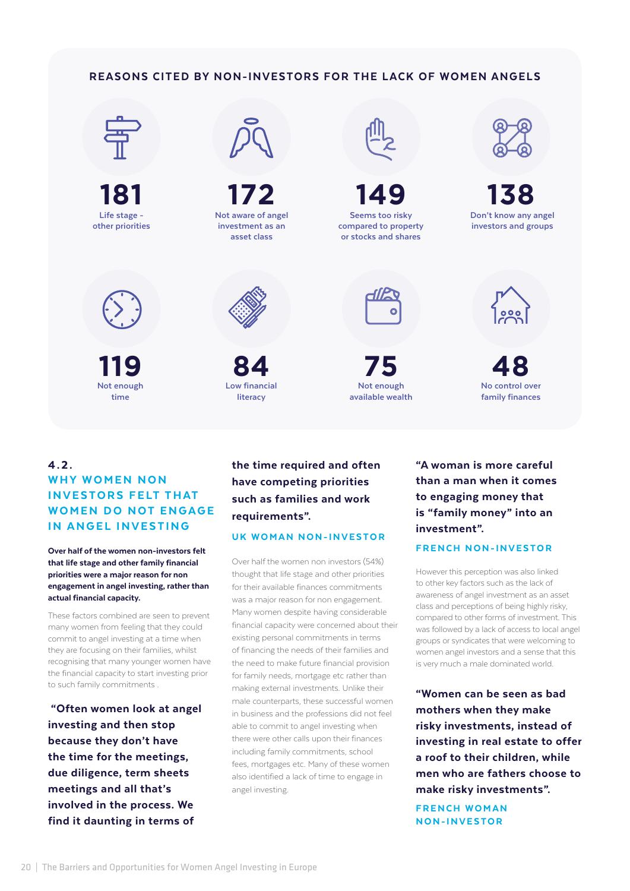## REASONS CITED BY NON-INVESTORS FOR THE LACK OF WOMEN ANGELS

| Count | Reason |
| --- | --- |
| 181 | Life stage - other priorities |
| 172 | Not aware of angel investment as an asset class |
| 149 | Seems too risky compared to property or stocks and shares |
| 138 | Don't know any angel investors and groups |
| 119 | Not enough time |
| 84 | Low financial literacy |
| 75 | Not enough available wealth |
| 48 | No control over family finances |

## 4.2. WHY WOMEN NON INVESTORS FELT THAT WOMEN DO NOT ENGAGE IN ANGEL INVESTING

**Over half of the women non-investors felt that life stage and other family financial priorities were a major reason for non engagement in angel investing, rather than actual financial capacity.**

These factors combined are seen to prevent many women from feeling that they could commit to angel investing at a time when they are focusing on their families, whilst recognising that many younger women have the financial capacity to start investing prior to such family commitments .

**"Often women look at angel investing and then stop because they don't have the time for the meetings, due diligence, term sheets meetings and all that's involved in the process. We find it daunting in terms of the time required and often have competing priorities such as families and work requirements".**

UK WOMAN NON-INVESTOR

Over half the women non investors (54%) thought that life stage and other priorities for their available finances commitments was a major reason for non engagement. Many women despite having considerable financial capacity were concerned about their existing personal commitments in terms of financing the needs of their families and the need to make future financial provision for family needs, mortgage etc rather than making external investments. Unlike their male counterparts, these successful women in business and the professions did not feel able to commit to angel investing when there were other calls upon their finances including family commitments, school fees, mortgages etc. Many of these women also identified a lack of time to engage in angel investing.

**"A woman is more careful than a man when it comes to engaging money that is "family money" into an investment".**

FRENCH NON-INVESTOR

However this perception was also linked to other key factors such as the lack of awareness of angel investment as an asset class and perceptions of being highly risky, compared to other forms of investment. This was followed by a lack of access to local angel groups or syndicates that were welcoming to women angel investors and a sense that this is very much a male dominated world.

**"Women can be seen as bad mothers when they make risky investments, instead of investing in real estate to offer a roof to their children, while men who are fathers choose to make risky investments".**

FRENCH WOMAN NON-INVESTOR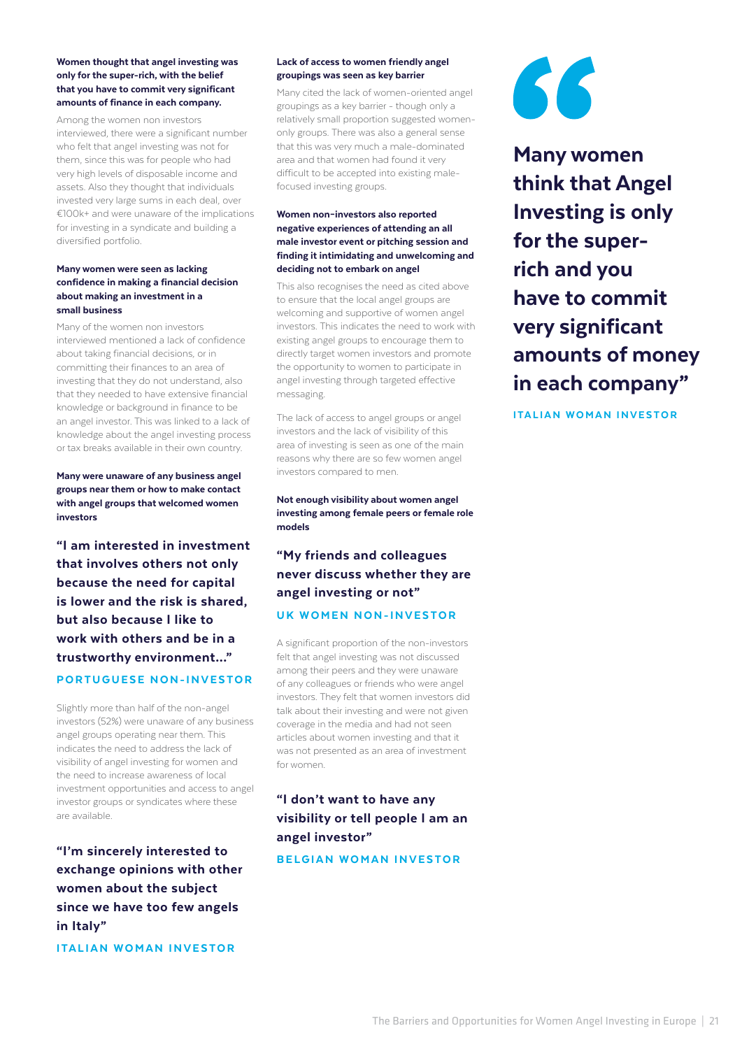**Women thought that angel investing was only for the super-rich, with the belief that you have to commit very significant amounts of finance in each company.**

Among the women non investors interviewed, there were a significant number who felt that angel investing was not for them, since this was for people who had very high levels of disposable income and assets. Also they thought that individuals invested very large sums in each deal, over €100k+ and were unaware of the implications for investing in a syndicate and building a diversified portfolio.

**Many women were seen as lacking confidence in making a financial decision about making an investment in a small business**

Many of the women non investors interviewed mentioned a lack of confidence about taking financial decisions, or in committing their finances to an area of investing that they do not understand, also that they needed to have extensive financial knowledge or background in finance to be an angel investor. This was linked to a lack of knowledge about the angel investing process or tax breaks available in their own country.

**Many were unaware of any business angel groups near them or how to make contact with angel groups that welcomed women investors**

> **"I am interested in investment that involves others not only because the need for capital is lower and the risk is shared, but also because I like to work with others and be in a trustworthy environment..."**
>
> PORTUGUESE NON-INVESTOR

Slightly more than half of the non-angel investors (52%) were unaware of any business angel groups operating near them. This indicates the need to address the lack of visibility of angel investing for women and the need to increase awareness of local investment opportunities and access to angel investor groups or syndicates where these are available.

> **"I'm sincerely interested to exchange opinions with other women about the subject since we have too few angels in Italy"**
>
> ITALIAN WOMAN INVESTOR

**Lack of access to women friendly angel groupings was seen as key barrier**

Many cited the lack of women-oriented angel groupings as a key barrier - though only a relatively small proportion suggested women-only groups. There was also a general sense that this was very much a male-dominated area and that women had found it very difficult to be accepted into existing male-focused investing groups.

**Women non-investors also reported negative experiences of attending an all male investor event or pitching session and finding it intimidating and unwelcoming and deciding not to embark on angel**

This also recognises the need as cited above to ensure that the local angel groups are welcoming and supportive of women angel investors. This indicates the need to work with existing angel groups to encourage them to directly target women investors and promote the opportunity to women to participate in angel investing through targeted effective messaging.

The lack of access to angel groups or angel investors and the lack of visibility of this area of investing is seen as one of the main reasons why there are so few women angel investors compared to men.

**Not enough visibility about women angel investing among female peers or female role models**

> **"My friends and colleagues never discuss whether they are angel investing or not"**
>
> UK WOMEN NON-INVESTOR

A significant proportion of the non-investors felt that angel investing was not discussed among their peers and they were unaware of any colleagues or friends who were angel investors. They felt that women investors did talk about their investing and were not given coverage in the media and had not seen articles about women investing and that it was not presented as an area of investment for women.

> **"I don't want to have any visibility or tell people I am an angel investor"**
>
> BELGIAN WOMAN INVESTOR

> **Many women think that Angel Investing is only for the super-rich and you have to commit very significant amounts of money in each company"**
>
> ITALIAN WOMAN INVESTOR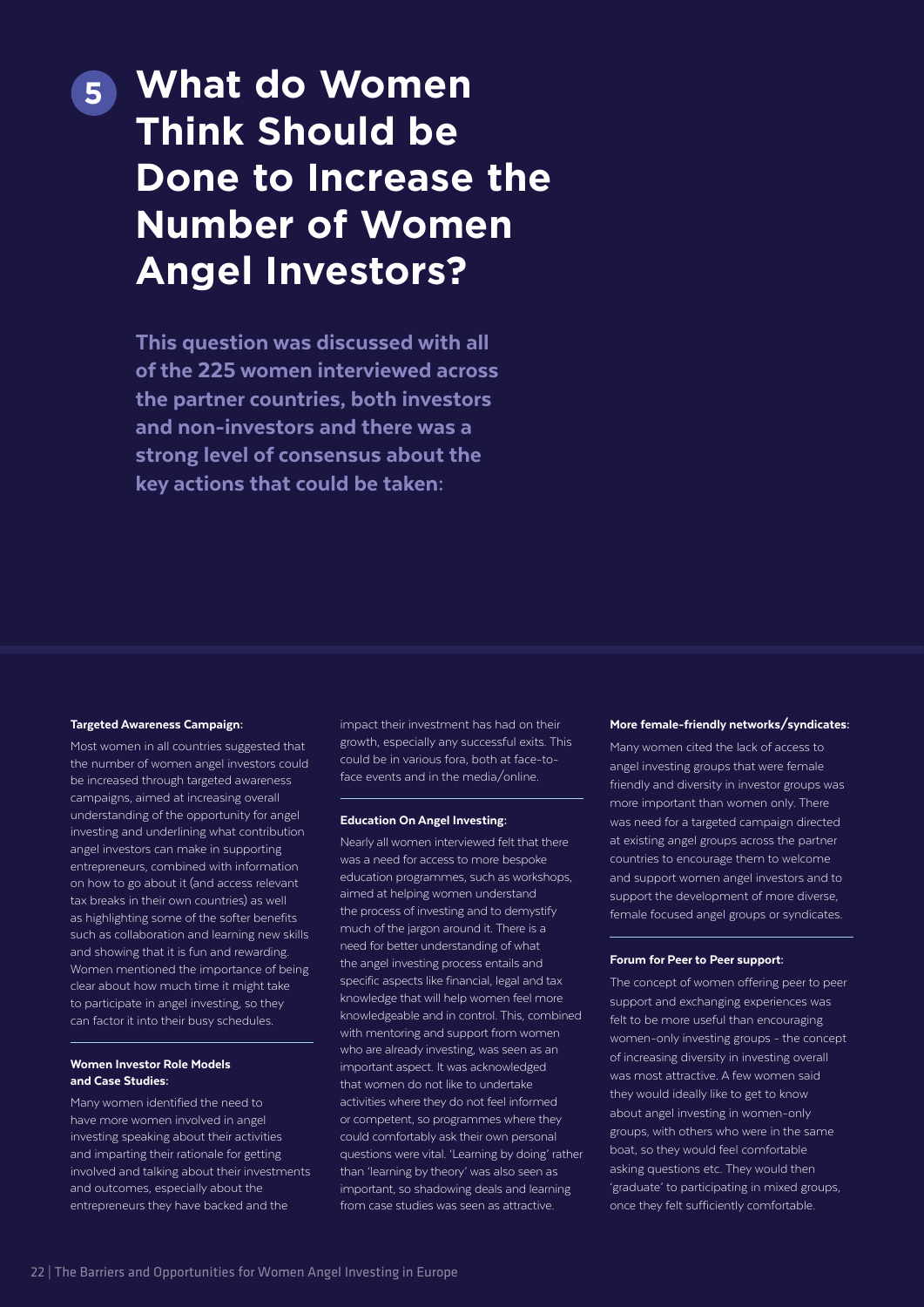# 5 What do Women Think Should be Done to Increase the Number of Women Angel Investors?

**This question was discussed with all of the 225 women interviewed across the partner countries, both investors and non-investors and there was a strong level of consensus about the key actions that could be taken:**

#### Targeted Awareness Campaign:

Most women in all countries suggested that the number of women angel investors could be increased through targeted awareness campaigns, aimed at increasing overall understanding of the opportunity for angel investing and underlining what contribution angel investors can make in supporting entrepreneurs, combined with information on how to go about it (and access relevant tax breaks in their own countries) as well as highlighting some of the softer benefits such as collaboration and learning new skills and showing that it is fun and rewarding. Women mentioned the importance of being clear about how much time it might take to participate in angel investing, so they can factor it into their busy schedules.

#### Women Investor Role Models and Case Studies:

Many women identified the need to have more women involved in angel investing speaking about their activities and imparting their rationale for getting involved and talking about their investments and outcomes, especially about the entrepreneurs they have backed and the impact their investment has had on their growth, especially any successful exits. This could be in various fora, both at face-to-face events and in the media/online.

#### Education On Angel Investing:

Nearly all women interviewed felt that there was a need for access to more bespoke education programmes, such as workshops, aimed at helping women understand the process of investing and to demystify much of the jargon around it. There is a need for better understanding of what the angel investing process entails and specific aspects like financial, legal and tax knowledge that will help women feel more knowledgeable and in control. This, combined with mentoring and support from women who are already investing, was seen as an important aspect. It was acknowledged that women do not like to undertake activities where they do not feel informed or competent, so programmes where they could comfortably ask their own personal questions were vital. 'Learning by doing' rather than 'learning by theory' was also seen as important, so shadowing deals and learning from case studies was seen as attractive.

#### More female-friendly networks/syndicates:

Many women cited the lack of access to angel investing groups that were female friendly and diversity in investor groups was more important than women only. There was need for a targeted campaign directed at existing angel groups across the partner countries to encourage them to welcome and support women angel investors and to support the development of more diverse, female focused angel groups or syndicates.

#### Forum for Peer to Peer support:

The concept of women offering peer to peer support and exchanging experiences was felt to be more useful than encouraging women-only investing groups - the concept of increasing diversity in investing overall was most attractive. A few women said they would ideally like to get to know about angel investing in women-only groups, with others who were in the same boat, so they would feel comfortable asking questions etc. They would then 'graduate' to participating in mixed groups, once they felt sufficiently comfortable.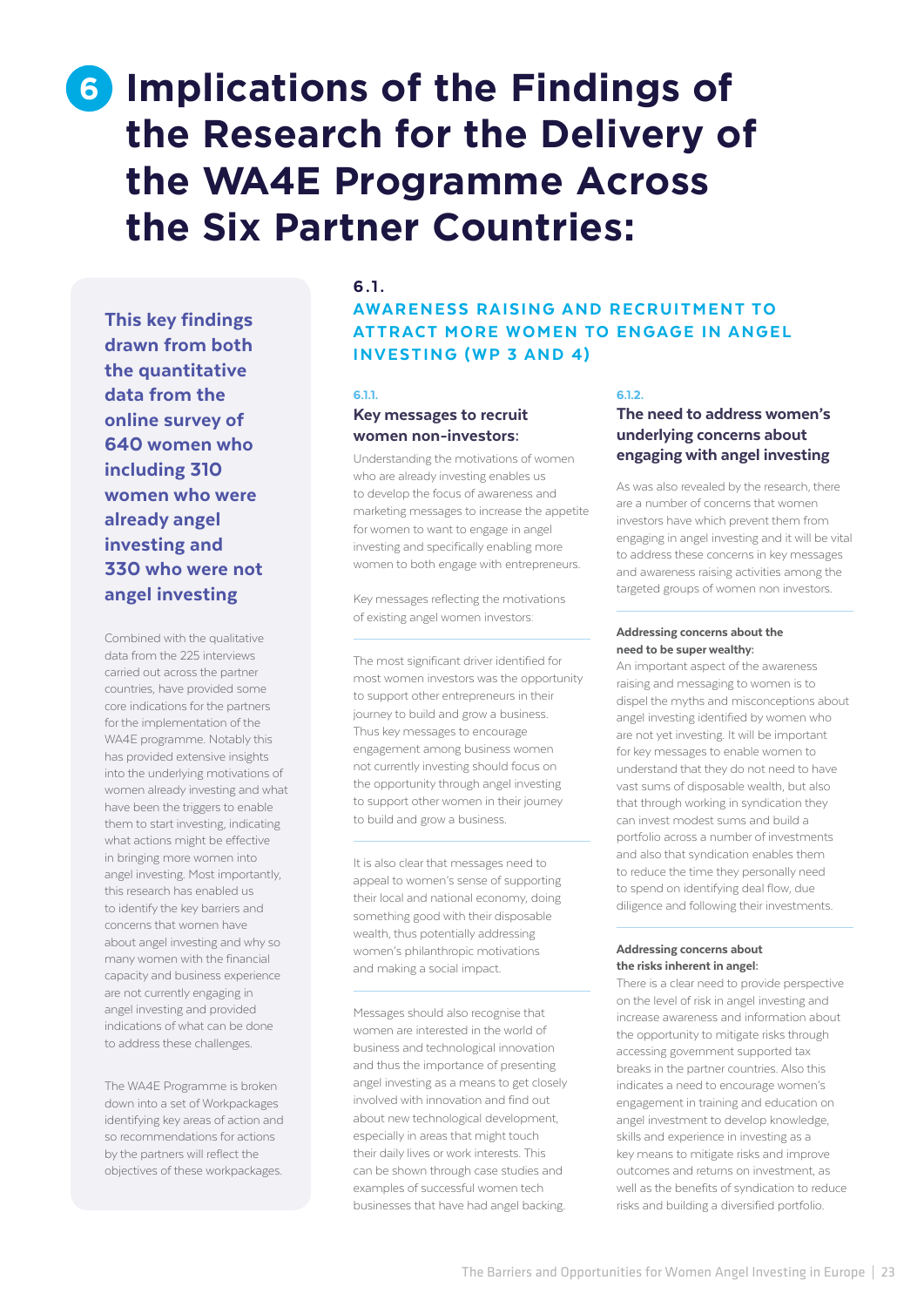# 6 Implications of the Findings of the Research for the Delivery of the WA4E Programme Across the Six Partner Countries:

**This key findings drawn from both the quantitative data from the online survey of 640 women who including 310 women who were already angel investing and 330 who were not angel investing**

Combined with the qualitative data from the 225 interviews carried out across the partner countries, have provided some core indications for the partners for the implementation of the WA4E programme. Notably this has provided extensive insights into the underlying motivations of women already investing and what have been the triggers to enable them to start investing, indicating what actions might be effective in bringing more women into angel investing. Most importantly, this research has enabled us to identify the key barriers and concerns that women have about angel investing and why so many women with the financial capacity and business experience are not currently engaging in angel investing and provided indications of what can be done to address these challenges.

The WA4E Programme is broken down into a set of Workpackages identifying key areas of action and so recommendations for actions by the partners will reflect the objectives of these workpackages.

## 6.1. AWARENESS RAISING AND RECRUITMENT TO ATTRACT MORE WOMEN TO ENGAGE IN ANGEL INVESTING (WP 3 AND 4)

### 6.1.1. Key messages to recruit women non-investors:

Understanding the motivations of women who are already investing enables us to develop the focus of awareness and marketing messages to increase the appetite for women to want to engage in angel investing and specifically enabling more women to both engage with entrepreneurs.

Key messages reflecting the motivations of existing angel women investors:

The most significant driver identified for most women investors was the opportunity to support other entrepreneurs in their journey to build and grow a business. Thus key messages to encourage engagement among business women not currently investing should focus on the opportunity through angel investing to support other women in their journey to build and grow a business.

It is also clear that messages need to appeal to women's sense of supporting their local and national economy, doing something good with their disposable wealth, thus potentially addressing women's philanthropic motivations and making a social impact.

Messages should also recognise that women are interested in the world of business and technological innovation and thus the importance of presenting angel investing as a means to get closely involved with innovation and find out about new technological development, especially in areas that might touch their daily lives or work interests. This can be shown through case studies and examples of successful women tech businesses that have had angel backing.

### 6.1.2. The need to address women's underlying concerns about engaging with angel investing

As was also revealed by the research, there are a number of concerns that women investors have which prevent them from engaging in angel investing and it will be vital to address these concerns in key messages and awareness raising activities among the targeted groups of women non investors.

**Addressing concerns about the need to be super wealthy:**
An important aspect of the awareness raising and messaging to women is to dispel the myths and misconceptions about angel investing identified by women who are not yet investing. It will be important for key messages to enable women to understand that they do not need to have vast sums of disposable wealth, but also that through working in syndication they can invest modest sums and build a portfolio across a number of investments and also that syndication enables them to reduce the time they personally need to spend on identifying deal flow, due diligence and following their investments.

**Addressing concerns about the risks inherent in angel:**
There is a clear need to provide perspective on the level of risk in angel investing and increase awareness and information about the opportunity to mitigate risks through accessing government supported tax breaks in the partner countries. Also this indicates a need to encourage women's engagement in training and education on angel investment to develop knowledge, skills and experience in investing as a key means to mitigate risks and improve outcomes and returns on investment, as well as the benefits of syndication to reduce risks and building a diversified portfolio.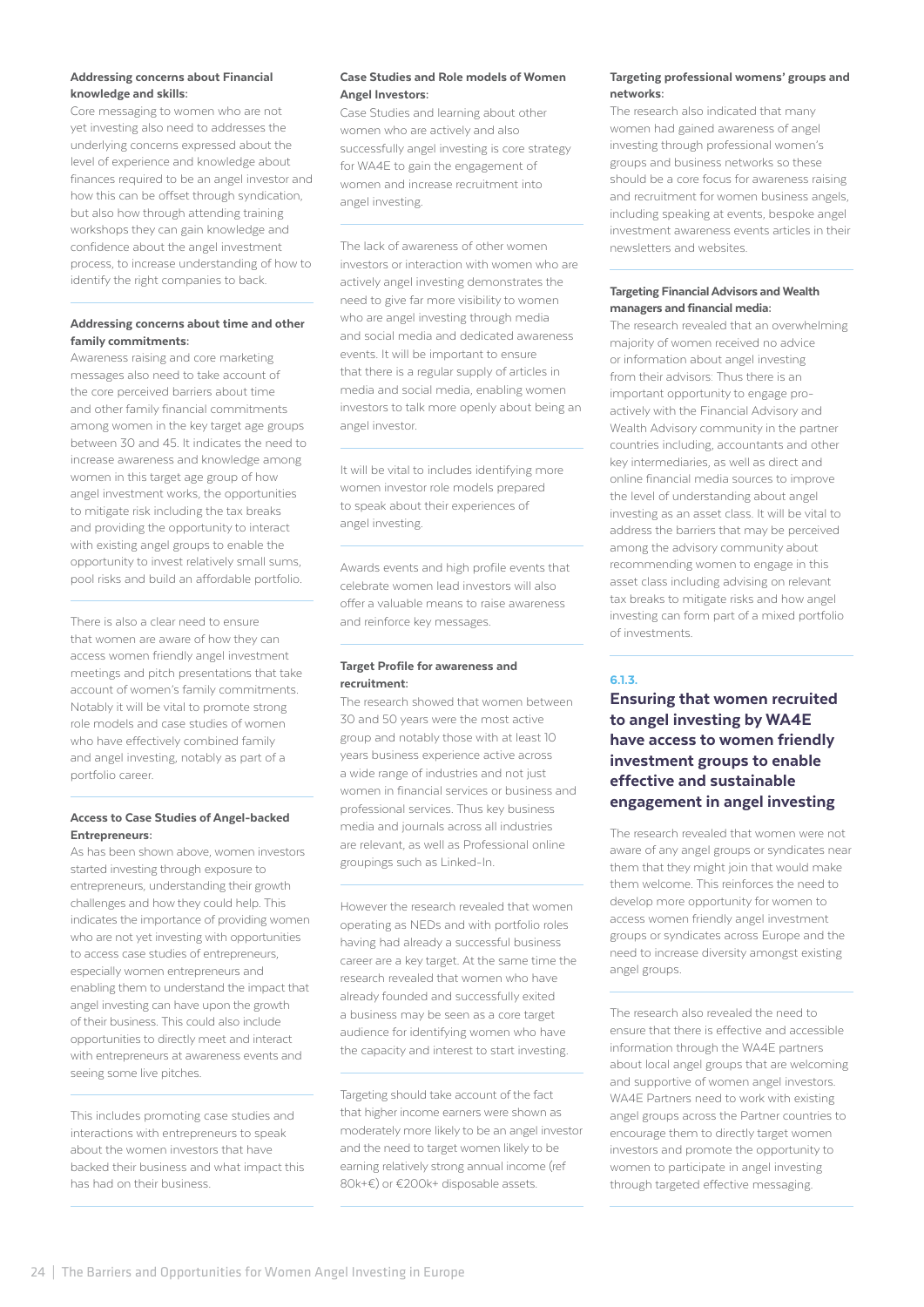**Addressing concerns about Financial knowledge and skills:**

Core messaging to women who are not yet investing also need to addresses the underlying concerns expressed about the level of experience and knowledge about finances required to be an angel investor and how this can be offset through syndication, but also how through attending training workshops they can gain knowledge and confidence about the angel investment process, to increase understanding of how to identify the right companies to back.

**Addressing concerns about time and other family commitments:**

Awareness raising and core marketing messages also need to take account of the core perceived barriers about time and other family financial commitments among women in the key target age groups between 30 and 45. It indicates the need to increase awareness and knowledge among women in this target age group of how angel investment works, the opportunities to mitigate risk including the tax breaks and providing the opportunity to interact with existing angel groups to enable the opportunity to invest relatively small sums, pool risks and build an affordable portfolio.

There is also a clear need to ensure that women are aware of how they can access women friendly angel investment meetings and pitch presentations that take account of women's family commitments. Notably it will be vital to promote strong role models and case studies of women who have effectively combined family and angel investing, notably as part of a portfolio career.

**Access to Case Studies of Angel-backed Entrepreneurs:**

As has been shown above, women investors started investing through exposure to entrepreneurs, understanding their growth challenges and how they could help. This indicates the importance of providing women who are not yet investing with opportunities to access case studies of entrepreneurs, especially women entrepreneurs and enabling them to understand the impact that angel investing can have upon the growth of their business. This could also include opportunities to directly meet and interact with entrepreneurs at awareness events and seeing some live pitches.

This includes promoting case studies and interactions with entrepreneurs to speak about the women investors that have backed their business and what impact this has had on their business.

**Case Studies and Role models of Women Angel Investors:**

Case Studies and learning about other women who are actively and also successfully angel investing is core strategy for WA4E to gain the engagement of women and increase recruitment into angel investing.

The lack of awareness of other women investors or interaction with women who are actively angel investing demonstrates the need to give far more visibility to women who are angel investing through media and social media and dedicated awareness events. It will be important to ensure that there is a regular supply of articles in media and social media, enabling women investors to talk more openly about being an angel investor.

It will be vital to includes identifying more women investor role models prepared to speak about their experiences of angel investing.

Awards events and high profile events that celebrate women lead investors will also offer a valuable means to raise awareness and reinforce key messages.

**Target Profile for awareness and recruitment:**

The research showed that women between 30 and 50 years were the most active group and notably those with at least 10 years business experience active across a wide range of industries and not just women in financial services or business and professional services. Thus key business media and journals across all industries are relevant, as well as Professional online groupings such as Linked-In.

However the research revealed that women operating as NEDs and with portfolio roles having had already a successful business career are a key target. At the same time the research revealed that women who have already founded and successfully exited a business may be seen as a core target audience for identifying women who have the capacity and interest to start investing.

Targeting should take account of the fact that higher income earners were shown as moderately more likely to be an angel investor and the need to target women likely to be earning relatively strong annual income (ref 80k+€) or €200k+ disposable assets.

**Targeting professional womens' groups and networks:**

The research also indicated that many women had gained awareness of angel investing through professional women's groups and business networks so these should be a core focus for awareness raising and recruitment for women business angels, including speaking at events, bespoke angel investment awareness events articles in their newsletters and websites.

**Targeting Financial Advisors and Wealth managers and financial media:**

The research revealed that an overwhelming majority of women received no advice or information about angel investing from their advisors: Thus there is an important opportunity to engage pro-actively with the Financial Advisory and Wealth Advisory community in the partner countries including, accountants and other key intermediaries, as well as direct and online financial media sources to improve the level of understanding about angel investing as an asset class. It will be vital to address the barriers that may be perceived among the advisory community about recommending women to engage in this asset class including advising on relevant tax breaks to mitigate risks and how angel investing can form part of a mixed portfolio of investments.

### 6.1.3. Ensuring that women recruited to angel investing by WA4E have access to women friendly investment groups to enable effective and sustainable engagement in angel investing

The research revealed that women were not aware of any angel groups or syndicates near them that they might join that would make them welcome. This reinforces the need to develop more opportunity for women to access women friendly angel investment groups or syndicates across Europe and the need to increase diversity amongst existing angel groups.

The research also revealed the need to ensure that there is effective and accessible information through the WA4E partners about local angel groups that are welcoming and supportive of women angel investors. WA4E Partners need to work with existing angel groups across the Partner countries to encourage them to directly target women investors and promote the opportunity to women to participate in angel investing through targeted effective messaging.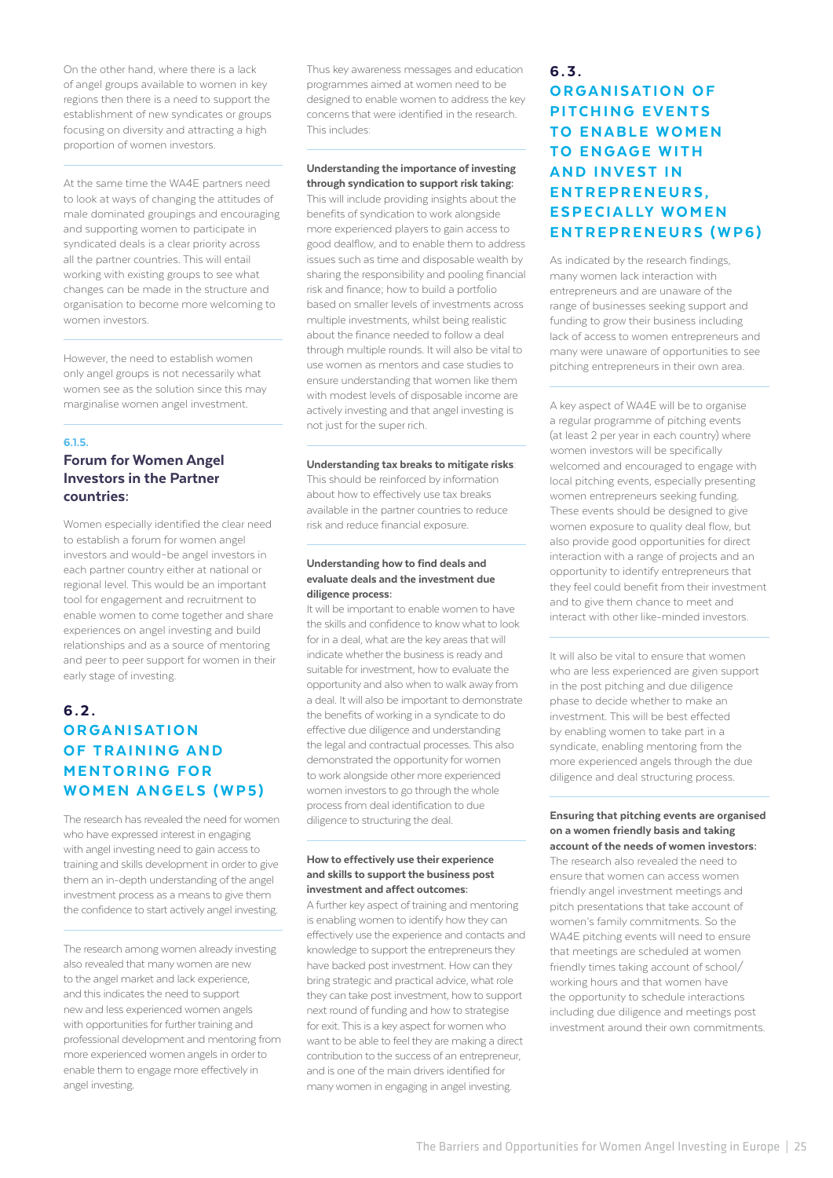On the other hand, where there is a lack of angel groups available to women in key regions then there is a need to support the establishment of new syndicates or groups focusing on diversity and attracting a high proportion of women investors.

At the same time the WA4E partners need to look at ways of changing the attitudes of male dominated groupings and encouraging and supporting women to participate in syndicated deals is a clear priority across all the partner countries. This will entail working with existing groups to see what changes can be made in the structure and organisation to become more welcoming to women investors.

However, the need to establish women only angel groups is not necessarily what women see as the solution since this may marginalise women angel investment.

#### 6.1.5. Forum for Women Angel Investors in the Partner countries:

Women especially identified the clear need to establish a forum for women angel investors and would-be angel investors in each partner country either at national or regional level. This would be an important tool for engagement and recruitment to enable women to come together and share experiences on angel investing and build relationships and as a source of mentoring and peer to peer support for women in their early stage of investing.

## 6.2. ORGANISATION OF TRAINING AND MENTORING FOR WOMEN ANGELS (WP5)

The research has revealed the need for women who have expressed interest in engaging with angel investing need to gain access to training and skills development in order to give them an in-depth understanding of the angel investment process as a means to give them the confidence to start actively angel investing.

The research among women already investing also revealed that many women are new to the angel market and lack experience, and this indicates the need to support new and less experienced women angels with opportunities for further training and professional development and mentoring from more experienced women angels in order to enable them to engage more effectively in angel investing.

Thus key awareness messages and education programmes aimed at women need to be designed to enable women to address the key concerns that were identified in the research. This includes:

**Understanding the importance of investing through syndication to support risk taking:** This will include providing insights about the benefits of syndication to work alongside more experienced players to gain access to good dealflow, and to enable them to address issues such as time and disposable wealth by sharing the responsibility and pooling financial risk and finance; how to build a portfolio based on smaller levels of investments across multiple investments, whilst being realistic about the finance needed to follow a deal through multiple rounds. It will also be vital to use women as mentors and case studies to ensure understanding that women like them with modest levels of disposable income are actively investing and that angel investing is not just for the super rich.

**Understanding tax breaks to mitigate risks** This should be reinforced by information about how to effectively use tax breaks available in the partner countries to reduce risk and reduce financial exposure.

**Understanding how to find deals and evaluate deals and the investment due diligence process:**
It will be important to enable women to have the skills and confidence to know what to look for in a deal, what are the key areas that will indicate whether the business is ready and suitable for investment, how to evaluate the opportunity and also when to walk away from a deal. It will also be important to demonstrate the benefits of working in a syndicate to do effective due diligence and understanding the legal and contractual processes. This also demonstrated the opportunity for women to work alongside other more experienced women investors to go through the whole process from deal identification to due diligence to structuring the deal.

**How to effectively use their experience and skills to support the business post investment and affect outcomes:**
A further key aspect of training and mentoring is enabling women to identify how they can effectively use the experience and contacts and knowledge to support the entrepreneurs they have backed post investment. How can they bring strategic and practical advice, what role they can take post investment, how to support next round of funding and how to strategise for exit. This is a key aspect for women who want to be able to feel they are making a direct contribution to the success of an entrepreneur, and is one of the main drivers identified for many women in engaging in angel investing.

## 6.3. ORGANISATION OF PITCHING EVENTS TO ENABLE WOMEN TO ENGAGE WITH AND INVEST IN ENTREPRENEURS, ESPECIALLY WOMEN ENTREPRENEURS (WP6)

As indicated by the research findings, many women lack interaction with entrepreneurs and are unaware of the range of businesses seeking support and funding to grow their business including lack of access to women entrepreneurs and many were unaware of opportunities to see pitching entrepreneurs in their own area.

A key aspect of WA4E will be to organise a regular programme of pitching events (at least 2 per year in each country) where women investors will be specifically welcomed and encouraged to engage with local pitching events, especially presenting women entrepreneurs seeking funding. These events should be designed to give women exposure to quality deal flow, but also provide good opportunities for direct interaction with a range of projects and an opportunity to identify entrepreneurs that they feel could benefit from their investment and to give them chance to meet and interact with other like-minded investors.

It will also be vital to ensure that women who are less experienced are given support in the post pitching and due diligence phase to decide whether to make an investment. This will be best effected by enabling women to take part in a syndicate, enabling mentoring from the more experienced angels through the due diligence and deal structuring process.

**Ensuring that pitching events are organised on a women friendly basis and taking account of the needs of women investors:**
The research also revealed the need to ensure that women can access women friendly angel investment meetings and pitch presentations that take account of women's family commitments. So the WA4E pitching events will need to ensure that meetings are scheduled at women friendly times taking account of school/working hours and that women have the opportunity to schedule interactions including due diligence and meetings post investment around their own commitments.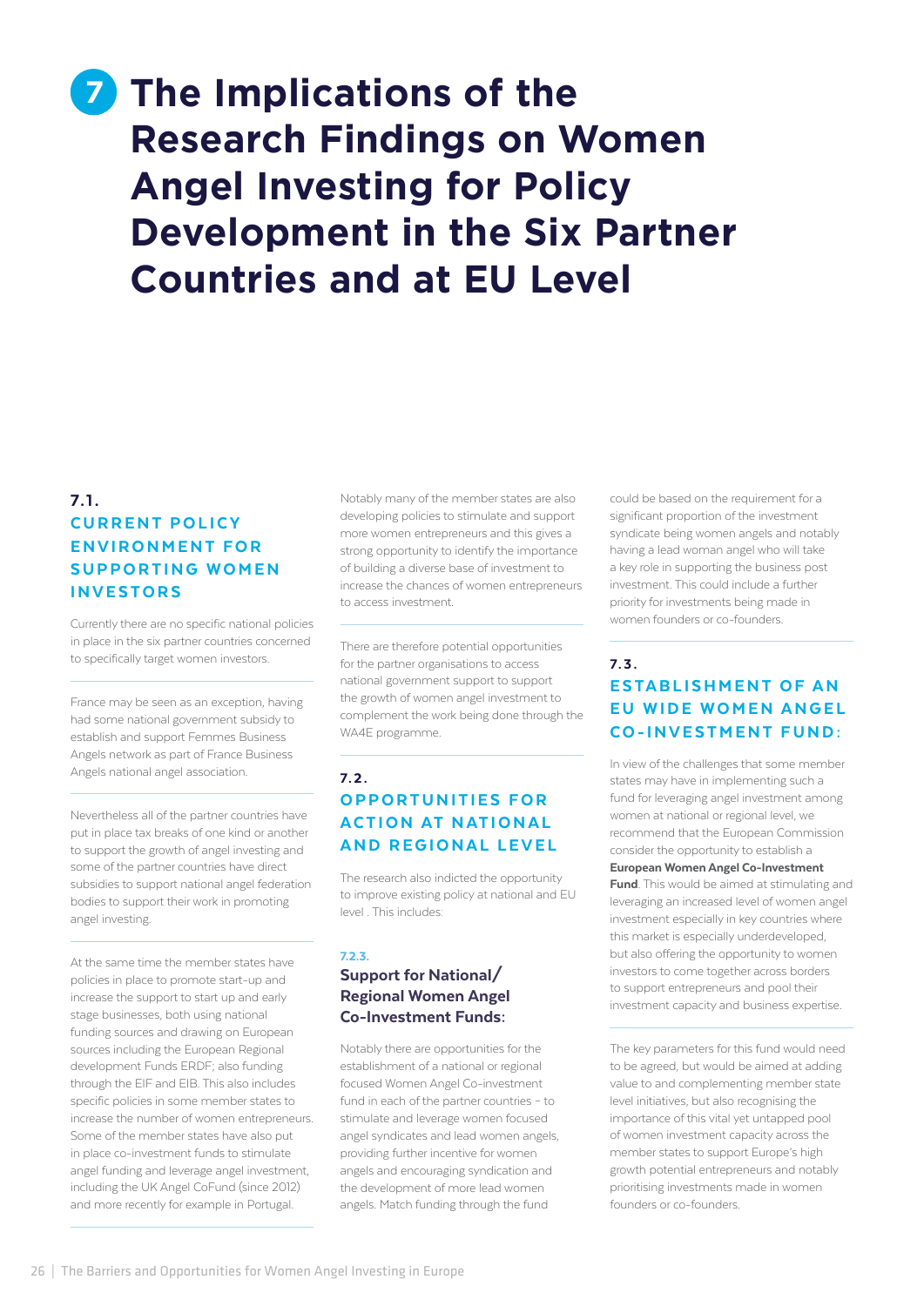# 7 The Implications of the Research Findings on Women Angel Investing for Policy Development in the Six Partner Countries and at EU Level

## 7.1. CURRENT POLICY ENVIRONMENT FOR SUPPORTING WOMEN INVESTORS

Currently there are no specific national policies in place in the six partner countries concerned to specifically target women investors.

France may be seen as an exception, having had some national government subsidy to establish and support Femmes Business Angels network as part of France Business Angels national angel association.

Nevertheless all of the partner countries have put in place tax breaks of one kind or another to support the growth of angel investing and some of the partner countries have direct subsidies to support national angel federation bodies to support their work in promoting angel investing.

At the same time the member states have policies in place to promote start-up and increase the support to start up and early stage businesses, both using national funding sources and drawing on European sources including the European Regional development Funds ERDF; also funding through the EIF and EIB. This also includes specific policies in some member states to increase the number of women entrepreneurs. Some of the member states have also put in place co-investment funds to stimulate angel funding and leverage angel investment, including the UK Angel CoFund (since 2012) and more recently for example in Portugal.

Notably many of the member states are also developing policies to stimulate and support more women entrepreneurs and this gives a strong opportunity to identify the importance of building a diverse base of investment to increase the chances of women entrepreneurs to access investment.

There are therefore potential opportunities for the partner organisations to access national government support to support the growth of women angel investment to complement the work being done through the WA4E programme.

## 7.2. OPPORTUNITIES FOR ACTION AT NATIONAL AND REGIONAL LEVEL

The research also indicted the opportunity to improve existing policy at national and EU level . This includes:

### 7.2.3. Support for National/ Regional Women Angel Co-Investment Funds:

Notably there are opportunities for the establishment of a national or regional focused Women Angel Co-investment fund in each of the partner countries – to stimulate and leverage women focused angel syndicates and lead women angels, providing further incentive for women angels and encouraging syndication and the development of more lead women angels. Match funding through the fund could be based on the requirement for a significant proportion of the investment syndicate being women angels and notably having a lead woman angel who will take a key role in supporting the business post investment. This could include a further priority for investments being made in women founders or co-founders.

## 7.3. ESTABLISHMENT OF AN EU WIDE WOMEN ANGEL CO-INVESTMENT FUND:

In view of the challenges that some member states may have in implementing such a fund for leveraging angel investment among women at national or regional level, we recommend that the European Commission consider the opportunity to establish a **European Women Angel Co-Investment Fund**. This would be aimed at stimulating and leveraging an increased level of women angel investment especially in key countries where this market is especially underdeveloped, but also offering the opportunity to women investors to come together across borders to support entrepreneurs and pool their investment capacity and business expertise.

The key parameters for this fund would need to be agreed, but would be aimed at adding value to and complementing member state level initiatives, but also recognising the importance of this vital yet untapped pool of women investment capacity across the member states to support Europe's high growth potential entrepreneurs and notably prioritising investments made in women founders or co-founders.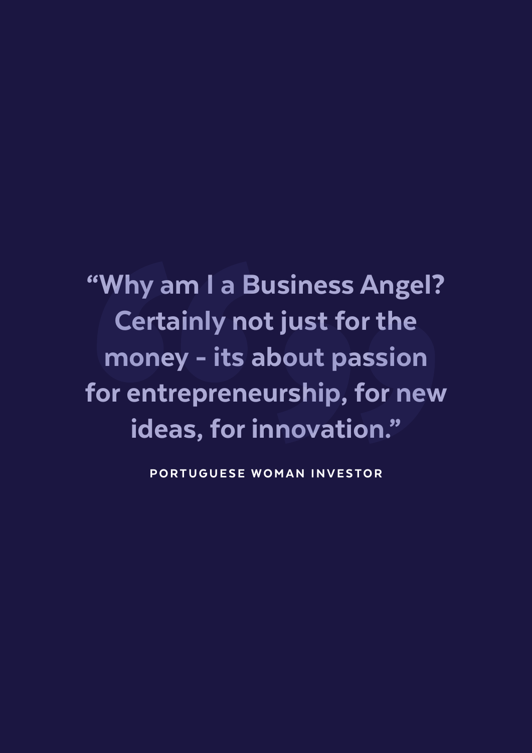> "Why am I a Business Angel? Certainly not just for the money - its about passion for entrepreneurship, for new ideas, for innovation."

**PORTUGUESE WOMAN INVESTOR**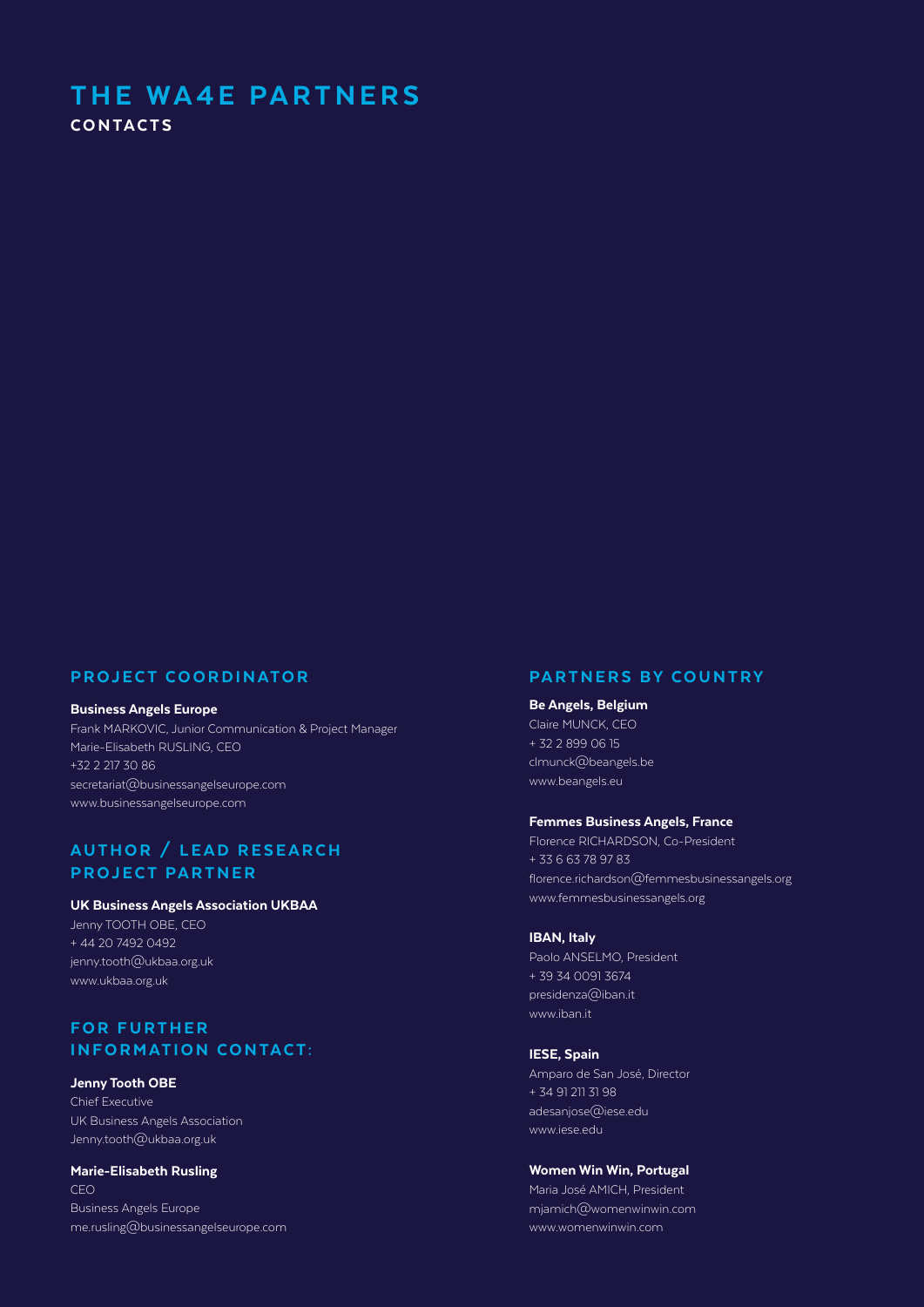# THE WA4E PARTNERS

## CONTACTS

### PROJECT COORDINATOR

**Business Angels Europe**
Frank MARKOVIC, Junior Communication & Project Manager
Marie-Elisabeth RUSLING, CEO
+32 2 217 30 86
secretariat@businessangelseurope.com
www.businessangelseurope.com

### AUTHOR / LEAD RESEARCH PROJECT PARTNER

**UK Business Angels Association UKBAA**
Jenny TOOTH OBE, CEO
+ 44 20 7492 0492
jenny.tooth@ukbaa.org.uk
www.ukbaa.org.uk

### FOR FURTHER INFORMATION CONTACT:

**Jenny Tooth OBE**
Chief Executive
UK Business Angels Association
Jenny.tooth@ukbaa.org.uk

**Marie-Elisabeth Rusling**
CEO
Business Angels Europe
me.rusling@businessangelseurope.com

### PARTNERS BY COUNTRY

**Be Angels, Belgium**
Claire MUNCK, CEO
+ 32 2 899 06 15
clmunck@beangels.be
www.beangels.eu

**Femmes Business Angels, France**
Florence RICHARDSON, Co-President
+ 33 6 63 78 97 83
florence.richardson@femmesbusinessangels.org
www.femmesbusinessangels.org

**IBAN, Italy**
Paolo ANSELMO, President
+ 39 34 0091 3674
presidenza@iban.it
www.iban.it

**IESE, Spain**
Amparo de San José, Director
+ 34 91 211 31 98
adesanjose@iese.edu
www.iese.edu

**Women Win Win, Portugal**
Maria José AMICH, President
mjamich@womenwinwin.com
www.womenwinwin.com